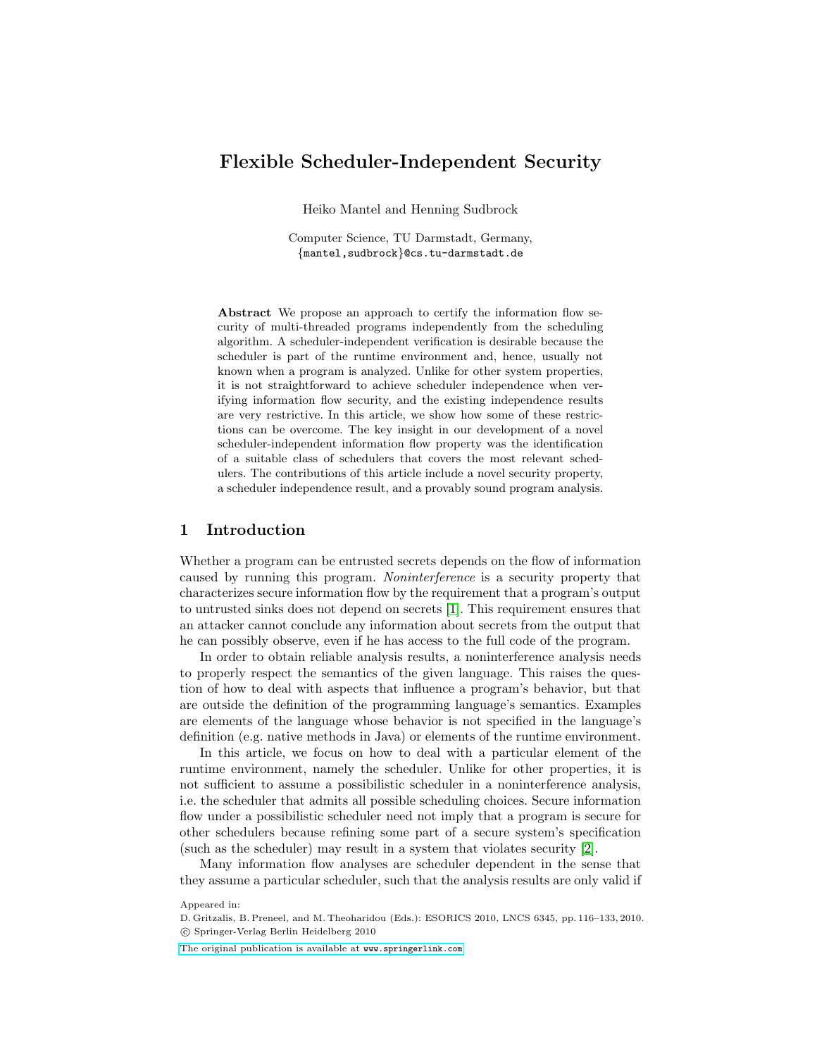# Flexible Scheduler-Independent Security

Heiko Mantel and Henning Sudbrock

Computer Science, TU Darmstadt, Germany,
{mantel,sudbrock}@cs.tu-darmstadt.de

**Abstract** We propose an approach to certify the information flow security of multi-threaded programs independently from the scheduling algorithm. A scheduler-independent verification is desirable because the scheduler is part of the runtime environment and, hence, usually not known when a program is analyzed. Unlike for other system properties, it is not straightforward to achieve scheduler independence when verifying information flow security, and the existing independence results are very restrictive. In this article, we show how some of these restrictions can be overcome. The key insight in our development of a novel scheduler-independent information flow property was the identification of a suitable class of schedulers that covers the most relevant schedulers. The contributions of this article include a novel security property, a scheduler independence result, and a provably sound program analysis.

## 1 Introduction

Whether a program can be entrusted secrets depends on the flow of information caused by running this program. *Noninterference* is a security property that characterizes secure information flow by the requirement that a program's output to untrusted sinks does not depend on secrets [1]. This requirement ensures that an attacker cannot conclude any information about secrets from the output that he can possibly observe, even if he has access to the full code of the program.

In order to obtain reliable analysis results, a noninterference analysis needs to properly respect the semantics of the given language. This raises the question of how to deal with aspects that influence a program's behavior, but that are outside the definition of the programming language's semantics. Examples are elements of the language whose behavior is not specified in the language's definition (e.g. native methods in Java) or elements of the runtime environment.

In this article, we focus on how to deal with a particular element of the runtime environment, namely the scheduler. Unlike for other properties, it is not sufficient to assume a possibilistic scheduler in a noninterference analysis, i.e. the scheduler that admits all possible scheduling choices. Secure information flow under a possibilistic scheduler need not imply that a program is secure for other schedulers because refining some part of a secure system's specification (such as the scheduler) may result in a system that violates security [2].

Many information flow analyses are scheduler dependent in the sense that they assume a particular scheduler, such that the analysis results are only valid if

Appeared in:
D. Gritzalis, B. Preneel, and M. Theoharidou (Eds.): ESORICS 2010, LNCS 6345, pp. 116–133, 2010.
© Springer-Verlag Berlin Heidelberg 2010

The original publication is available at www.springerlink.com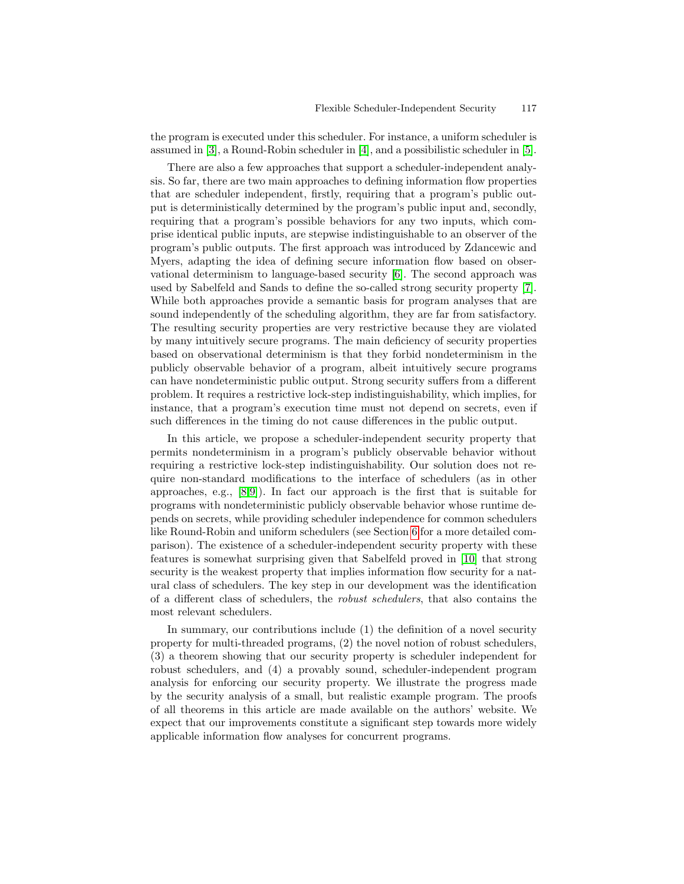the program is executed under this scheduler. For instance, a uniform scheduler is assumed in [3], a Round-Robin scheduler in [4], and a possibilistic scheduler in [5].

There are also a few approaches that support a scheduler-independent analysis. So far, there are two main approaches to defining information flow properties that are scheduler independent, firstly, requiring that a program's public output is deterministically determined by the program's public input and, secondly, requiring that a program's possible behaviors for any two inputs, which comprise identical public inputs, are stepwise indistinguishable to an observer of the program's public outputs. The first approach was introduced by Zdancewic and Myers, adapting the idea of defining secure information flow based on observational determinism to language-based security [6]. The second approach was used by Sabelfeld and Sands to define the so-called strong security property [7]. While both approaches provide a semantic basis for program analyses that are sound independently of the scheduling algorithm, they are far from satisfactory. The resulting security properties are very restrictive because they are violated by many intuitively secure programs. The main deficiency of security properties based on observational determinism is that they forbid nondeterminism in the publicly observable behavior of a program, albeit intuitively secure programs can have nondeterministic public output. Strong security suffers from a different problem. It requires a restrictive lock-step indistinguishability, which implies, for instance, that a program's execution time must not depend on secrets, even if such differences in the timing do not cause differences in the public output.

In this article, we propose a scheduler-independent security property that permits nondeterminism in a program's publicly observable behavior without requiring a restrictive lock-step indistinguishability. Our solution does not require non-standard modifications to the interface of schedulers (as in other approaches, e.g., [8,9]). In fact our approach is the first that is suitable for programs with nondeterministic publicly observable behavior whose runtime depends on secrets, while providing scheduler independence for common schedulers like Round-Robin and uniform schedulers (see Section 6 for a more detailed comparison). The existence of a scheduler-independent security property with these features is somewhat surprising given that Sabelfeld proved in [10] that strong security is the weakest property that implies information flow security for a natural class of schedulers. The key step in our development was the identification of a different class of schedulers, the *robust schedulers*, that also contains the most relevant schedulers.

In summary, our contributions include (1) the definition of a novel security property for multi-threaded programs, (2) the novel notion of robust schedulers, (3) a theorem showing that our security property is scheduler independent for robust schedulers, and (4) a provably sound, scheduler-independent program analysis for enforcing our security property. We illustrate the progress made by the security analysis of a small, but realistic example program. The proofs of all theorems in this article are made available on the authors' website. We expect that our improvements constitute a significant step towards more widely applicable information flow analyses for concurrent programs.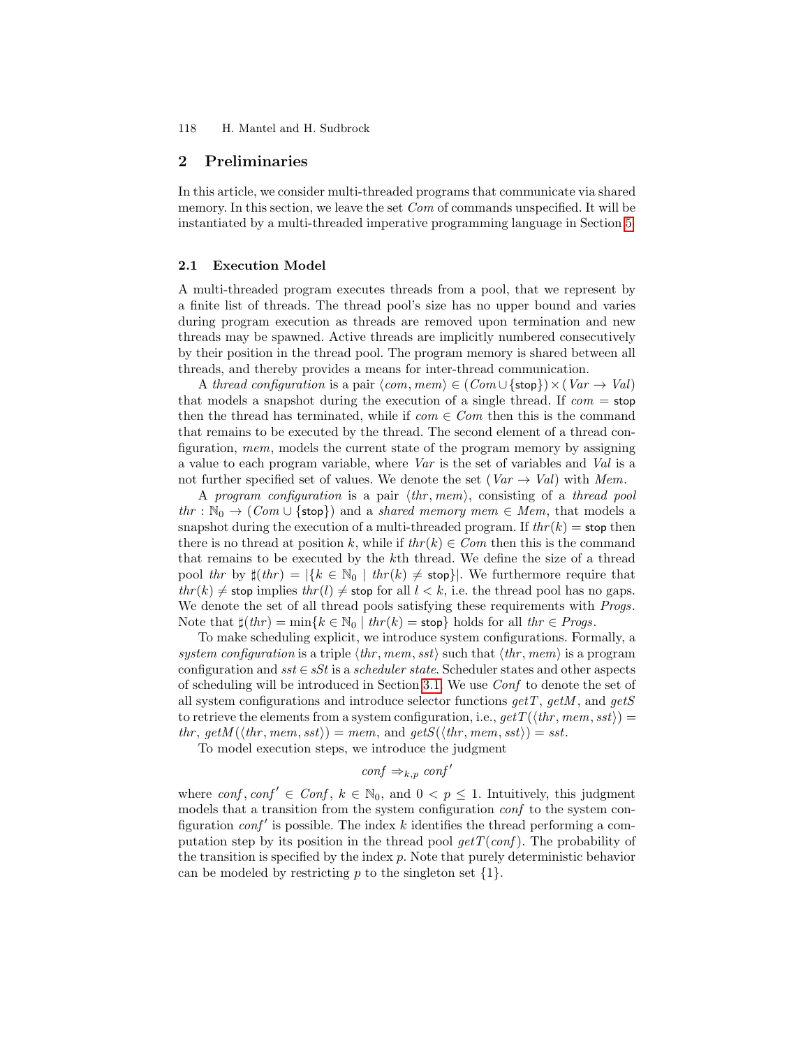## 2 Preliminaries

In this article, we consider multi-threaded programs that communicate via shared memory. In this section, we leave the set *Com* of commands unspecified. It will be instantiated by a multi-threaded imperative programming language in Section 5.

### 2.1 Execution Model

A multi-threaded program executes threads from a pool, that we represent by a finite list of threads. The thread pool's size has no upper bound and varies during program execution as threads are removed upon termination and new threads may be spawned. Active threads are implicitly numbered consecutively by their position in the thread pool. The program memory is shared between all threads, and thereby provides a means for inter-thread communication.

A *thread configuration* is a pair $\langle com, mem\rangle \in (Com \cup \{\mathsf{stop}\}) \times (Var \to Val)$ that models a snapshot during the execution of a single thread. If $com = \mathsf{stop}$ then the thread has terminated, while if $com \in Com$ then this is the command that remains to be executed by the thread. The second element of a thread configuration, $mem$, models the current state of the program memory by assigning a value to each program variable, where $Var$ is the set of variables and $Val$ is a not further specified set of values. We denote the set $(Var \to Val)$ with $Mem$.

A *program configuration* is a pair $\langle thr, mem\rangle$, consisting of a *thread pool* $thr : \mathbb{N}_0 \to (Com \cup \{\mathsf{stop}\})$ and a *shared memory* $mem \in Mem$, that models a snapshot during the execution of a multi-threaded program. If $thr(k) = \mathsf{stop}$ then there is no thread at position $k$, while if $thr(k) \in Com$ then this is the command that remains to be executed by the $k$th thread. We define the size of a thread pool $thr$ by $\sharp(thr) = |\{k \in \mathbb{N}_0 \mid thr(k) \neq \mathsf{stop}\}|$. We furthermore require that $thr(k) \neq \mathsf{stop}$ implies $thr(l) \neq \mathsf{stop}$ for all $l < k$, i.e. the thread pool has no gaps. We denote the set of all thread pools satisfying these requirements with $Progs$. Note that $\sharp(thr) = \min\{k \in \mathbb{N}_0 \mid thr(k) = \mathsf{stop}\}$ holds for all $thr \in Progs$.

To make scheduling explicit, we introduce system configurations. Formally, a *system configuration* is a triple $\langle thr, mem, sst\rangle$ such that $\langle thr, mem\rangle$ is a program configuration and $sst \in sSt$ is a *scheduler state*. Scheduler states and other aspects of scheduling will be introduced in Section 3.1. We use $Conf$ to denote the set of all system configurations and introduce selector functions $getT$, $getM$, and $getS$ to retrieve the elements from a system configuration, i.e., $getT(\langle thr, mem, sst\rangle) = thr$, $getM(\langle thr, mem, sst\rangle) = mem$, and $getS(\langle thr, mem, sst\rangle) = sst$.

To model execution steps, we introduce the judgment

$$conf \Rightarrow_{k,p} conf'$$

where $conf, conf' \in Conf$, $k \in \mathbb{N}_0$, and $0 < p \leq 1$. Intuitively, this judgment models that a transition from the system configuration $conf$ to the system configuration $conf'$ is possible. The index $k$ identifies the thread performing a computation step by its position in the thread pool $getT(conf)$. The probability of the transition is specified by the index $p$. Note that purely deterministic behavior can be modeled by restricting $p$ to the singleton set $\{1\}$.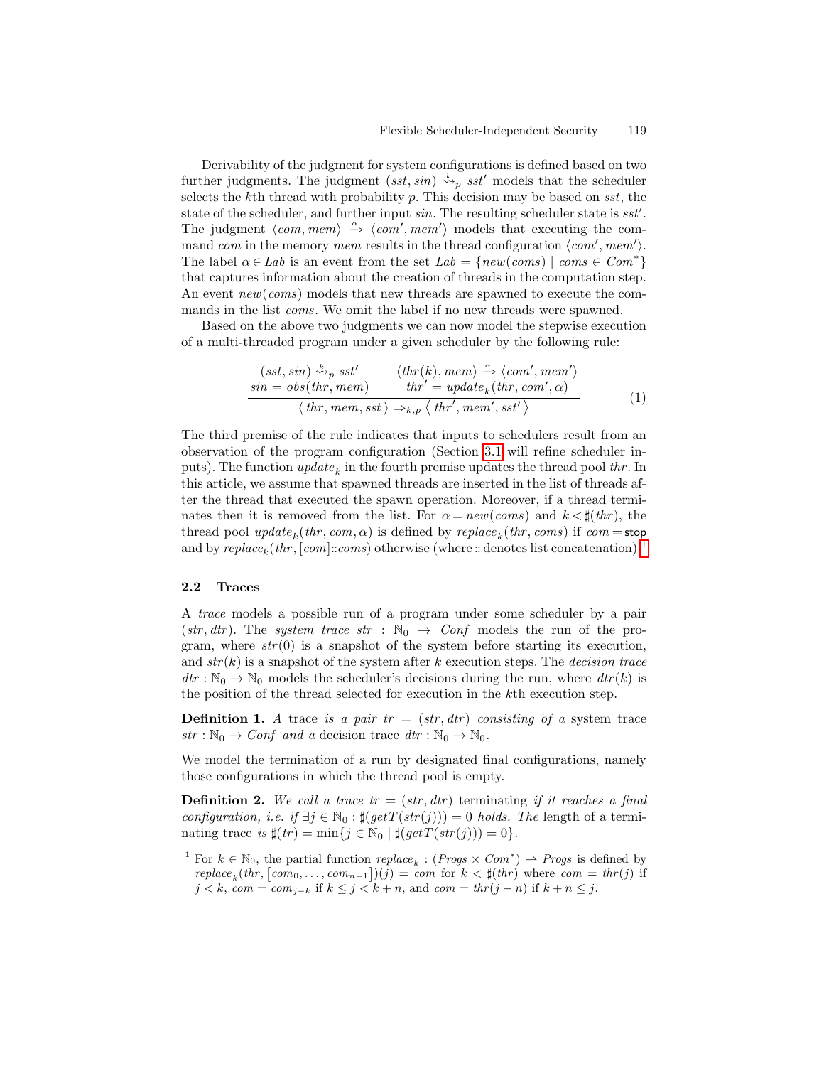Derivability of the judgment for system configurations is defined based on two further judgments. The judgment $(sst, sin) \overset{k}{\rightsquigarrow}_p sst'$ models that the scheduler selects the $k$th thread with probability $p$. This decision may be based on $sst$, the state of the scheduler, and further input $sin$. The resulting scheduler state is $sst'$. The judgment $\langle com, mem \rangle \overset{\alpha}{\twoheadrightarrow} \langle com', mem' \rangle$ models that executing the command $com$ in the memory $mem$ results in the thread configuration $\langle com', mem' \rangle$. The label $\alpha \in Lab$ is an event from the set $Lab = \{new(coms) \mid coms \in Com^*\}$ that captures information about the creation of threads in the computation step. An event $new(coms)$ models that new threads are spawned to execute the commands in the list $coms$. We omit the label if no new threads were spawned.

Based on the above two judgments we can now model the stepwise execution of a multi-threaded program under a given scheduler by the following rule:

$$\frac{\begin{array}{cc}(sst, sin) \overset{k}{\rightsquigarrow}_p sst' & \langle thr(k), mem \rangle \overset{\alpha}{\twoheadrightarrow} \langle com', mem' \rangle \\ sin = obs(thr, mem) & thr' = update_k(thr, com', \alpha)\end{array}}{\langle\, thr, mem, sst \,\rangle \Rightarrow_{k,p} \langle\, thr', mem', sst' \,\rangle} \tag{1}$$

The third premise of the rule indicates that inputs to schedulers result from an observation of the program configuration (Section 3.1 will refine scheduler inputs). The function $update_k$ in the fourth premise updates the thread pool $thr$. In this article, we assume that spawned threads are inserted in the list of threads after the thread that executed the spawn operation. Moreover, if a thread terminates then it is removed from the list. For $\alpha = new(coms)$ and $k < \sharp(thr)$, the thread pool $update_k(thr, com, \alpha)$ is defined by $replace_k(thr, coms)$ if $com = \mathsf{stop}$ and by $replace_k(thr, [com]{::}coms)$ otherwise (where :: denotes list concatenation).[1]

### 2.2 Traces

A *trace* models a possible run of a program under some scheduler by a pair $(str, dtr)$. The *system trace* $str : \mathbb{N}_0 \to Conf$ models the run of the program, where $str(0)$ is a snapshot of the system before starting its execution, and $str(k)$ is a snapshot of the system after $k$ execution steps. The *decision trace* $dtr : \mathbb{N}_0 \to \mathbb{N}_0$ models the scheduler's decisions during the run, where $dtr(k)$ is the position of the thread selected for execution in the $k$th execution step.

**Definition 1.** *A* trace *is a pair* $tr = (str, dtr)$ *consisting of a* system trace $str : \mathbb{N}_0 \to Conf$ *and a* decision trace $dtr : \mathbb{N}_0 \to \mathbb{N}_0$.

We model the termination of a run by designated final configurations, namely those configurations in which the thread pool is empty.

**Definition 2.** *We call a trace* $tr = (str, dtr)$ terminating *if it reaches a final configuration, i.e. if* $\exists j \in \mathbb{N}_0 : \sharp(getT(str(j))) = 0$ *holds. The* length of a terminating trace *is* $\sharp(tr) = \min\{j \in \mathbb{N}_0 \mid \sharp(getT(str(j))) = 0\}$.

---

[1] For $k \in \mathbb{N}_0$, the partial function $replace_k : (Progs \times Com^*) \rightharpoonup Progs$ is defined by $replace_k(thr, [com_0, \ldots, com_{n-1}])(j) = com$ for $k < \sharp(thr)$ where $com = thr(j)$ if $j < k$, $com = com_{j-k}$ if $k \leq j < k+n$, and $com = thr(j-n)$ if $k+n \leq j$.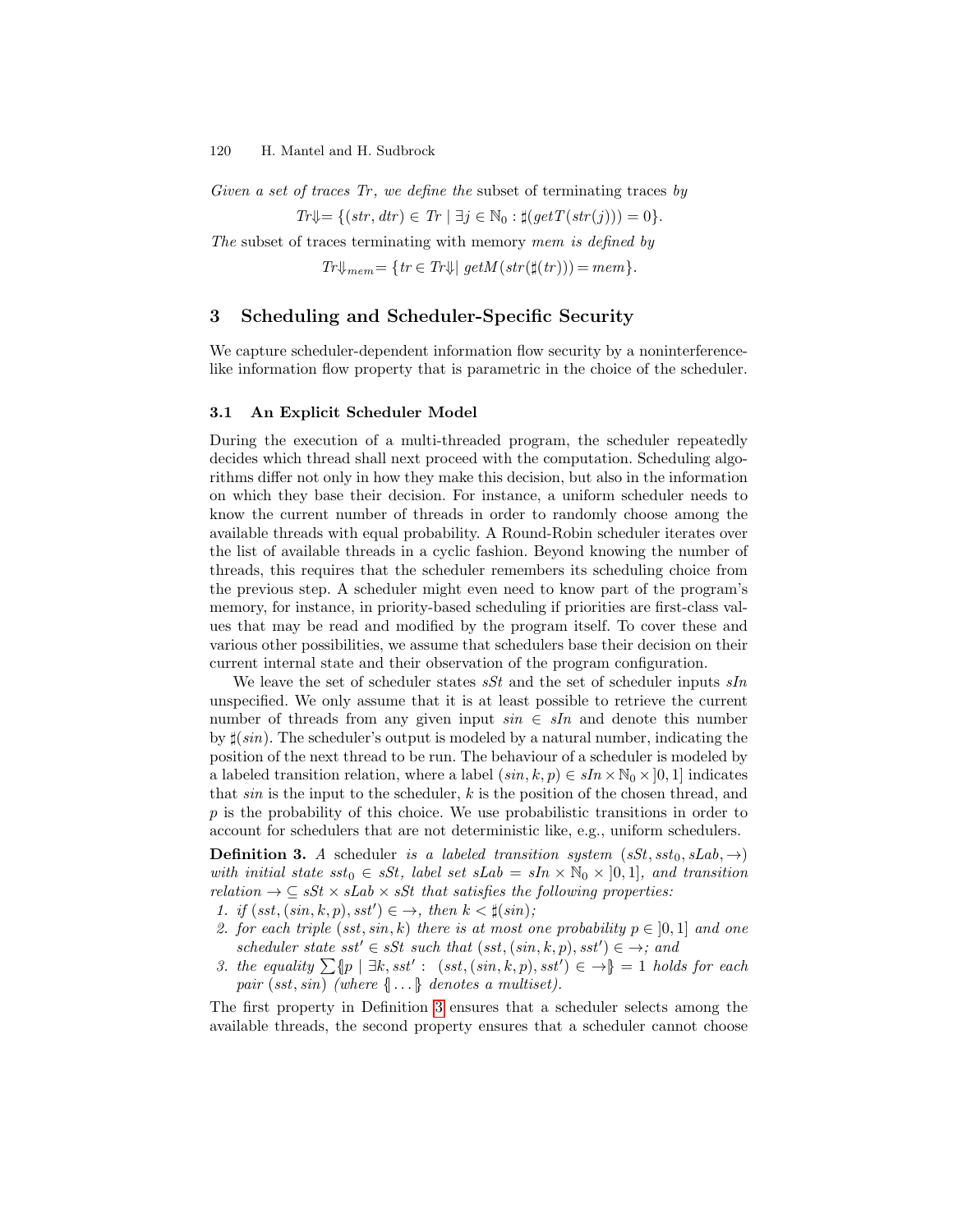*Given a set of traces Tr, we define the* subset of terminating traces *by*

$$Tr\Downarrow = \{(str, dtr) \in Tr \mid \exists j \in \mathbb{N}_0 : \sharp(getT(str(j))) = 0\}.$$

*The* subset of traces terminating with memory *mem is defined by*

$$Tr\Downarrow_{mem} = \{tr \in Tr\Downarrow \mid getM(str(\sharp(tr))) = mem\}.$$

## 3 Scheduling and Scheduler-Specific Security

We capture scheduler-dependent information flow security by a noninterference-like information flow property that is parametric in the choice of the scheduler.

### 3.1 An Explicit Scheduler Model

During the execution of a multi-threaded program, the scheduler repeatedly decides which thread shall next proceed with the computation. Scheduling algorithms differ not only in how they make this decision, but also in the information on which they base their decision. For instance, a uniform scheduler needs to know the current number of threads in order to randomly choose among the available threads with equal probability. A Round-Robin scheduler iterates over the list of available threads in a cyclic fashion. Beyond knowing the number of threads, this requires that the scheduler remembers its scheduling choice from the previous step. A scheduler might even need to know part of the program's memory, for instance, in priority-based scheduling if priorities are first-class values that may be read and modified by the program itself. To cover these and various other possibilities, we assume that schedulers base their decision on their current internal state and their observation of the program configuration.

We leave the set of scheduler states $sSt$ and the set of scheduler inputs $sIn$ unspecified. We only assume that it is at least possible to retrieve the current number of threads from any given input $sin \in sIn$ and denote this number by $\sharp(sin)$. The scheduler's output is modeled by a natural number, indicating the position of the next thread to be run. The behaviour of a scheduler is modeled by a labeled transition relation, where a label $(sin, k, p) \in sIn \times \mathbb{N}_0 \times ]0, 1]$ indicates that $sin$ is the input to the scheduler, $k$ is the position of the chosen thread, and $p$ is the probability of this choice. We use probabilistic transitions in order to account for schedulers that are not deterministic like, e.g., uniform schedulers.

**Definition 3.** *A* scheduler *is a labeled transition system $(sSt, sst_0, sLab, \rightarrow)$ with initial state $sst_0 \in sSt$, label set $sLab = sIn \times \mathbb{N}_0 \times ]0, 1]$, and transition relation $\rightarrow \subseteq sSt \times sLab \times sSt$ that satisfies the following properties:*

1. *if $(sst, (sin, k, p), sst') \in \rightarrow$, then $k < \sharp(sin)$;*
2. *for each triple $(sst, sin, k)$ there is at most one probability $p \in ]0, 1]$ and one scheduler state $sst' \in sSt$ such that $(sst, (sin, k, p), sst') \in \rightarrow$; and*
3. *the equality $\sum \{\!| p \mid \exists k, sst' : \; (sst, (sin, k, p), sst') \in \rightarrow |\!\} = 1$ holds for each pair $(sst, sin)$ (where $\{\!| \ldots |\!\}$ denotes a multiset).*

The first property in Definition 3 ensures that a scheduler selects among the available threads, the second property ensures that a scheduler cannot choose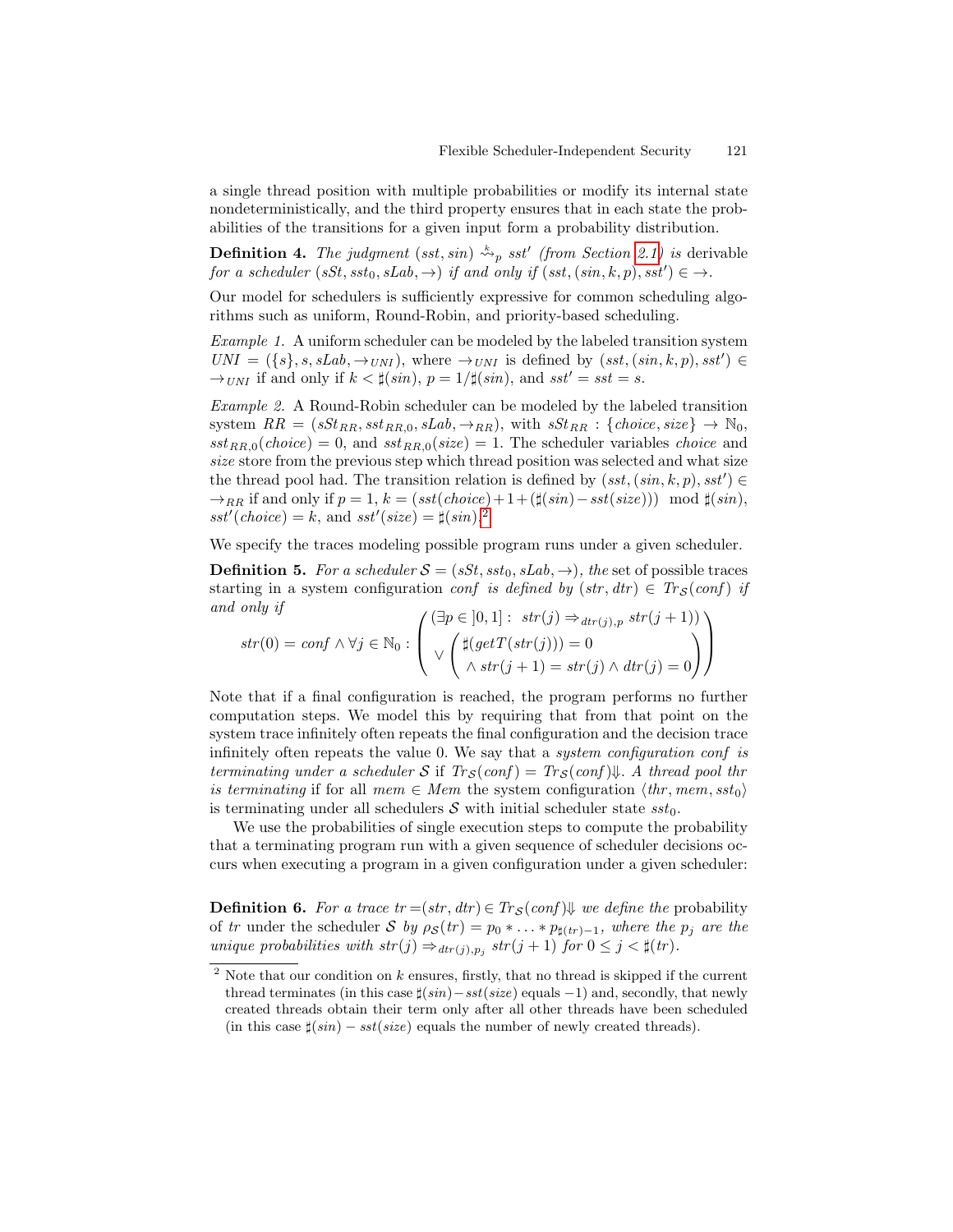a single thread position with multiple probabilities or modify its internal state nondeterministically, and the third property ensures that in each state the probabilities of the transitions for a given input form a probability distribution.

**Definition 4.** *The judgment* $(sst, sin) \overset{k}{\rightsquigarrow}_p sst'$ *(from Section 2.1) is* derivable *for a scheduler* $(sSt, sst_0, sLab, \rightarrow)$ *if and only if* $(sst, (sin, k, p), sst') \in \rightarrow$.

Our model for schedulers is sufficiently expressive for common scheduling algorithms such as uniform, Round-Robin, and priority-based scheduling.

*Example 1.* A uniform scheduler can be modeled by the labeled transition system $UNI = (\{s\}, s, sLab, \rightarrow_{UNI})$, where $\rightarrow_{UNI}$ is defined by $(sst, (sin, k, p), sst') \in \rightarrow_{UNI}$ if and only if $k < \sharp(sin)$, $p = 1/\sharp(sin)$, and $sst' = sst = s$.

*Example 2.* A Round-Robin scheduler can be modeled by the labeled transition system $RR = (sSt_{RR}, sst_{RR,0}, sLab, \rightarrow_{RR})$, with $sSt_{RR} : \{choice, size\} \rightarrow \mathbb{N}_0$, $sst_{RR,0}(choice) = 0$, and $sst_{RR,0}(size) = 1$. The scheduler variables *choice* and *size* store from the previous step which thread position was selected and what size the thread pool had. The transition relation is defined by $(sst, (sin, k, p), sst') \in \rightarrow_{RR}$ if and only if $p = 1$, $k = (sst(choice) + 1 + (\sharp(sin) - sst(size))) \mod \sharp(sin)$, $sst'(choice) = k$, and $sst'(size) = \sharp(sin)$.[2]

We specify the traces modeling possible program runs under a given scheduler.

**Definition 5.** *For a scheduler* $\mathcal{S} = (sSt, sst_0, sLab, \rightarrow)$*, the* set of possible traces starting in a system configuration *conf is defined by* $(str, dtr) \in Tr_{\mathcal{S}}(conf)$ *if and only if*

$$str(0) = conf \wedge \forall j \in \mathbb{N}_0 : \left( \begin{array}{l} (\exists p \in ]0,1] : \; str(j) \Rightarrow_{dtr(j),p} str(j+1)) \\ \vee \left( \begin{array}{l} \sharp(getT(str(j))) = 0 \\ \wedge\, str(j+1) = str(j) \wedge dtr(j) = 0 \end{array} \right) \end{array} \right)$$

Note that if a final configuration is reached, the program performs no further computation steps. We model this by requiring that from that point on the system trace infinitely often repeats the final configuration and the decision trace infinitely often repeats the value 0. We say that a *system configuration conf is terminating under a scheduler* $\mathcal{S}$ if $Tr_{\mathcal{S}}(conf) = Tr_{\mathcal{S}}(conf)\Downarrow$. *A thread pool thr is terminating* if for all $mem \in Mem$ the system configuration $\langle thr, mem, sst_0 \rangle$ is terminating under all schedulers $\mathcal{S}$ with initial scheduler state $sst_0$.

We use the probabilities of single execution steps to compute the probability that a terminating program run with a given sequence of scheduler decisions occurs when executing a program in a given configuration under a given scheduler:

**Definition 6.** *For a trace* $tr = (str, dtr) \in Tr_{\mathcal{S}}(conf)\Downarrow$ *we define the* probability *of tr under the scheduler* $\mathcal{S}$ *by* $\rho_{\mathcal{S}}(tr) = p_0 * \ldots * p_{\sharp(tr)-1}$*, where the* $p_j$ *are the unique probabilities with* $str(j) \Rightarrow_{dtr(j),p_j} str(j+1)$ *for* $0 \leq j < \sharp(tr)$.

---

[2] Note that our condition on $k$ ensures, firstly, that no thread is skipped if the current thread terminates (in this case $\sharp(sin) - sst(size)$ equals $-1$) and, secondly, that newly created threads obtain their term only after all other threads have been scheduled (in this case $\sharp(sin) - sst(size)$ equals the number of newly created threads).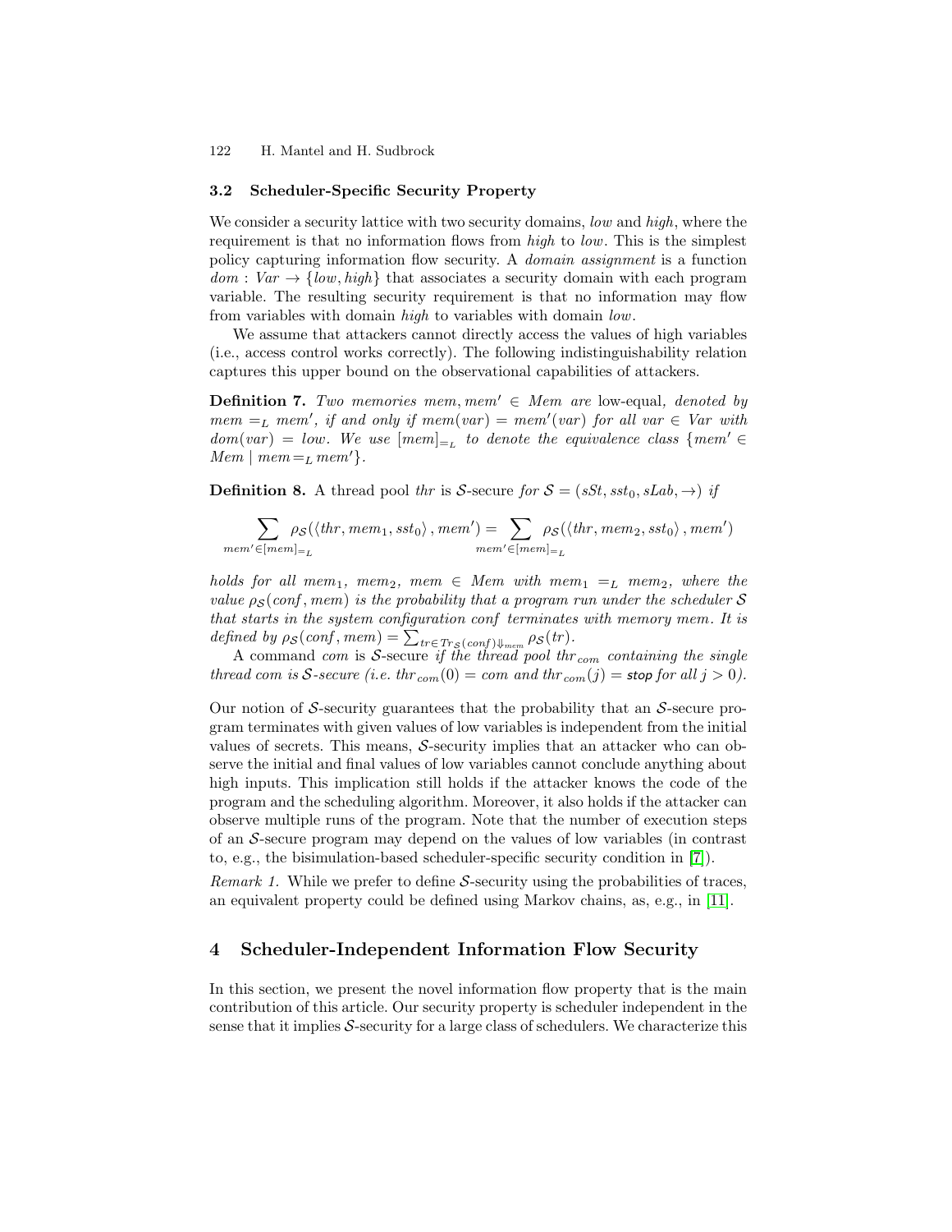### 3.2 Scheduler-Specific Security Property

We consider a security lattice with two security domains, *low* and *high*, where the requirement is that no information flows from *high* to *low*. This is the simplest policy capturing information flow security. A *domain assignment* is a function $dom : Var \to \{low, high\}$ that associates a security domain with each program variable. The resulting security requirement is that no information may flow from variables with domain *high* to variables with domain *low*.

We assume that attackers cannot directly access the values of high variables (i.e., access control works correctly). The following indistinguishability relation captures this upper bound on the observational capabilities of attackers.

**Definition 7.** *Two memories $mem, mem' \in Mem$ are* low-equal*, denoted by $mem =_L mem'$, if and only if $mem(var) = mem'(var)$ for all $var \in Var$ with $dom(var) = low$. We use $[mem]_{=_L}$ to denote the equivalence class $\{mem' \in Mem \mid mem =_L mem'\}$.*

**Definition 8.** A thread pool *thr* is $\mathcal{S}$-secure *for $\mathcal{S} = (sSt, sst_0, sLab, \to)$ if*

$$\sum_{mem' \in [mem]_{=_L}} \rho_{\mathcal{S}}(\langle thr, mem_1, sst_0 \rangle, mem') = \sum_{mem' \in [mem]_{=_L}} \rho_{\mathcal{S}}(\langle thr, mem_2, sst_0 \rangle, mem')$$

*holds for all $mem_1$, $mem_2$, $mem \in Mem$ with $mem_1 =_L mem_2$, where the value $\rho_{\mathcal{S}}(conf, mem)$ is the probability that a program run under the scheduler $\mathcal{S}$ that starts in the system configuration conf terminates with memory mem. It is defined by $\rho_{\mathcal{S}}(conf, mem) = \sum_{tr \in Tr_{\mathcal{S}}(conf) \Downarrow_{mem}} \rho_{\mathcal{S}}(tr)$.*

A command *com* is $\mathcal{S}$-secure *if the thread pool $thr_{com}$ containing the single thread com is $\mathcal{S}$-secure (i.e. $thr_{com}(0) = com$ and $thr_{com}(j) =$ stop for all $j > 0$).*

Our notion of $\mathcal{S}$-security guarantees that the probability that an $\mathcal{S}$-secure program terminates with given values of low variables is independent from the initial values of secrets. This means, $\mathcal{S}$-security implies that an attacker who can observe the initial and final values of low variables cannot conclude anything about high inputs. This implication still holds if the attacker knows the code of the program and the scheduling algorithm. Moreover, it also holds if the attacker can observe multiple runs of the program. Note that the number of execution steps of an $\mathcal{S}$-secure program may depend on the values of low variables (in contrast to, e.g., the bisimulation-based scheduler-specific security condition in [7]).

*Remark 1.* While we prefer to define $\mathcal{S}$-security using the probabilities of traces, an equivalent property could be defined using Markov chains, as, e.g., in [11].

## 4 Scheduler-Independent Information Flow Security

In this section, we present the novel information flow property that is the main contribution of this article. Our security property is scheduler independent in the sense that it implies $\mathcal{S}$-security for a large class of schedulers. We characterize this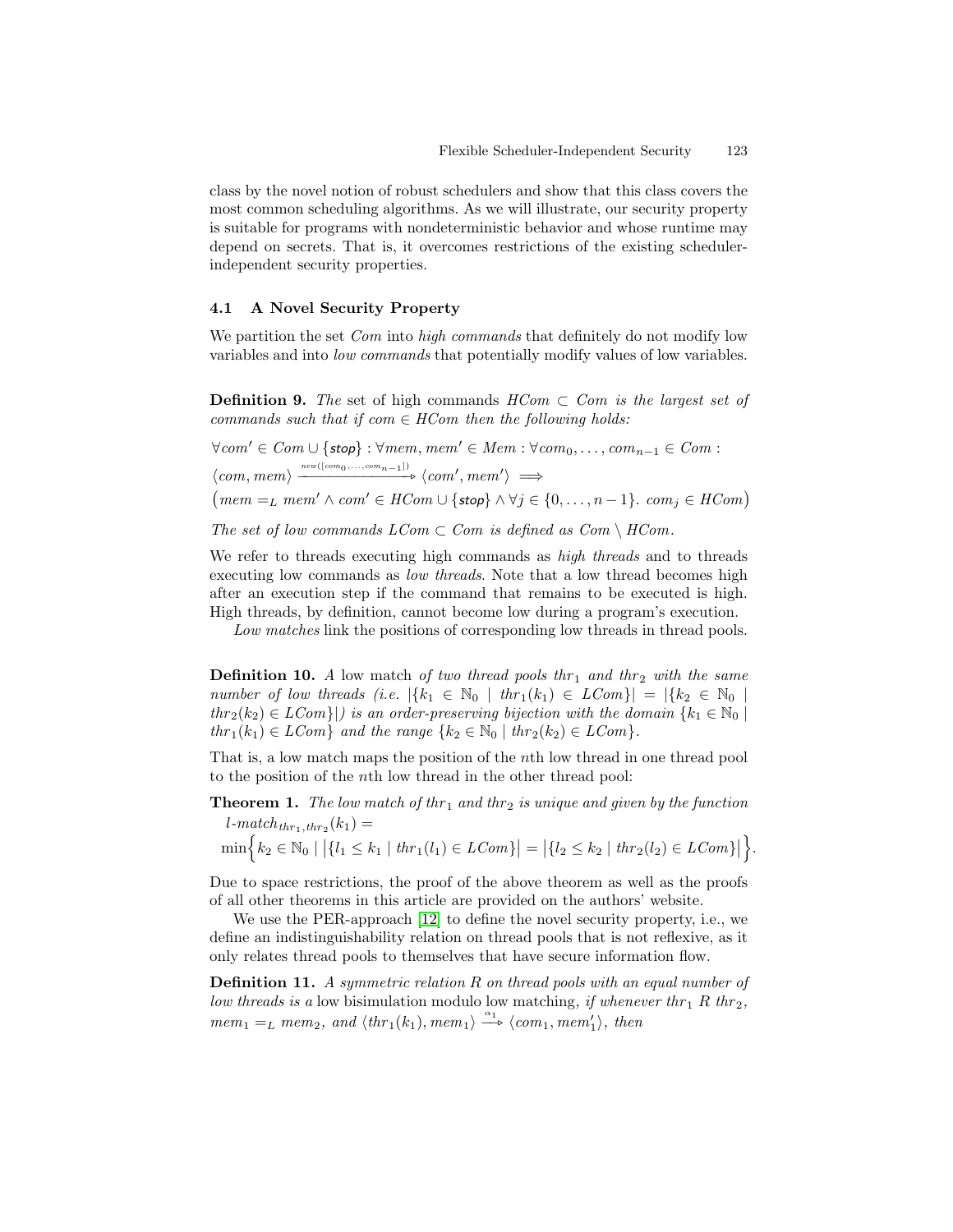class by the novel notion of robust schedulers and show that this class covers the most common scheduling algorithms. As we will illustrate, our security property is suitable for programs with nondeterministic behavior and whose runtime may depend on secrets. That is, it overcomes restrictions of the existing scheduler-independent security properties.

### 4.1 A Novel Security Property

We partition the set *Com* into *high commands* that definitely do not modify low variables and into *low commands* that potentially modify values of low variables.

**Definition 9.** *The* set of high commands $HCom \subset Com$ *is the largest set of commands such that if* $com \in HCom$ *then the following holds:*

$$\forall com' \in Com \cup \{\mathsf{stop}\} : \forall mem, mem' \in Mem : \forall com_0, \ldots, com_{n-1} \in Com :$$

$$\langle com, mem \rangle \xrightarrow{new([com_0, \ldots, com_{n-1}])} \langle com', mem' \rangle \implies$$

$$\big(mem =_L mem' \wedge com' \in HCom \cup \{\mathsf{stop}\} \wedge \forall j \in \{0, \ldots, n-1\}.\ com_j \in HCom\big)$$

*The set of low commands* $LCom \subset Com$ *is defined as* $Com \setminus HCom$.

We refer to threads executing high commands as *high threads* and to threads executing low commands as *low threads*. Note that a low thread becomes high after an execution step if the command that remains to be executed is high. High threads, by definition, cannot become low during a program's execution.

*Low matches* link the positions of corresponding low threads in thread pools.

**Definition 10.** *A* low match *of two thread pools* $thr_1$ *and* $thr_2$ *with the same number of low threads (i.e.* $|\{k_1 \in \mathbb{N}_0 \mid thr_1(k_1) \in LCom\}| = |\{k_2 \in \mathbb{N}_0 \mid thr_2(k_2) \in LCom\}|$*) is an order-preserving bijection with the domain* $\{k_1 \in \mathbb{N}_0 \mid thr_1(k_1) \in LCom\}$ *and the range* $\{k_2 \in \mathbb{N}_0 \mid thr_2(k_2) \in LCom\}$.

That is, a low match maps the position of the $n$th low thread in one thread pool to the position of the $n$th low thread in the other thread pool:

**Theorem 1.** *The low match of* $thr_1$ *and* $thr_2$ *is unique and given by the function* $l\text{-}match_{thr_1,thr_2}(k_1) =$

$$\min\Big\{k_2 \in \mathbb{N}_0 \mid \big|\{l_1 \leq k_1 \mid thr_1(l_1) \in LCom\}\big| = \big|\{l_2 \leq k_2 \mid thr_2(l_2) \in LCom\}\big|\Big\}.$$

Due to space restrictions, the proof of the above theorem as well as the proofs of all other theorems in this article are provided on the authors' website.

We use the PER-approach [12] to define the novel security property, i.e., we define an indistinguishability relation on thread pools that is not reflexive, as it only relates thread pools to themselves that have secure information flow.

**Definition 11.** *A symmetric relation* $R$ *on thread pools with an equal number of low threads is a* low bisimulation modulo low matching, *if whenever* $thr_1\ R\ thr_2$, $mem_1 =_L mem_2$, *and* $\langle thr_1(k_1), mem_1 \rangle \xrightarrow{\alpha_1} \langle com_1, mem_1' \rangle$, *then*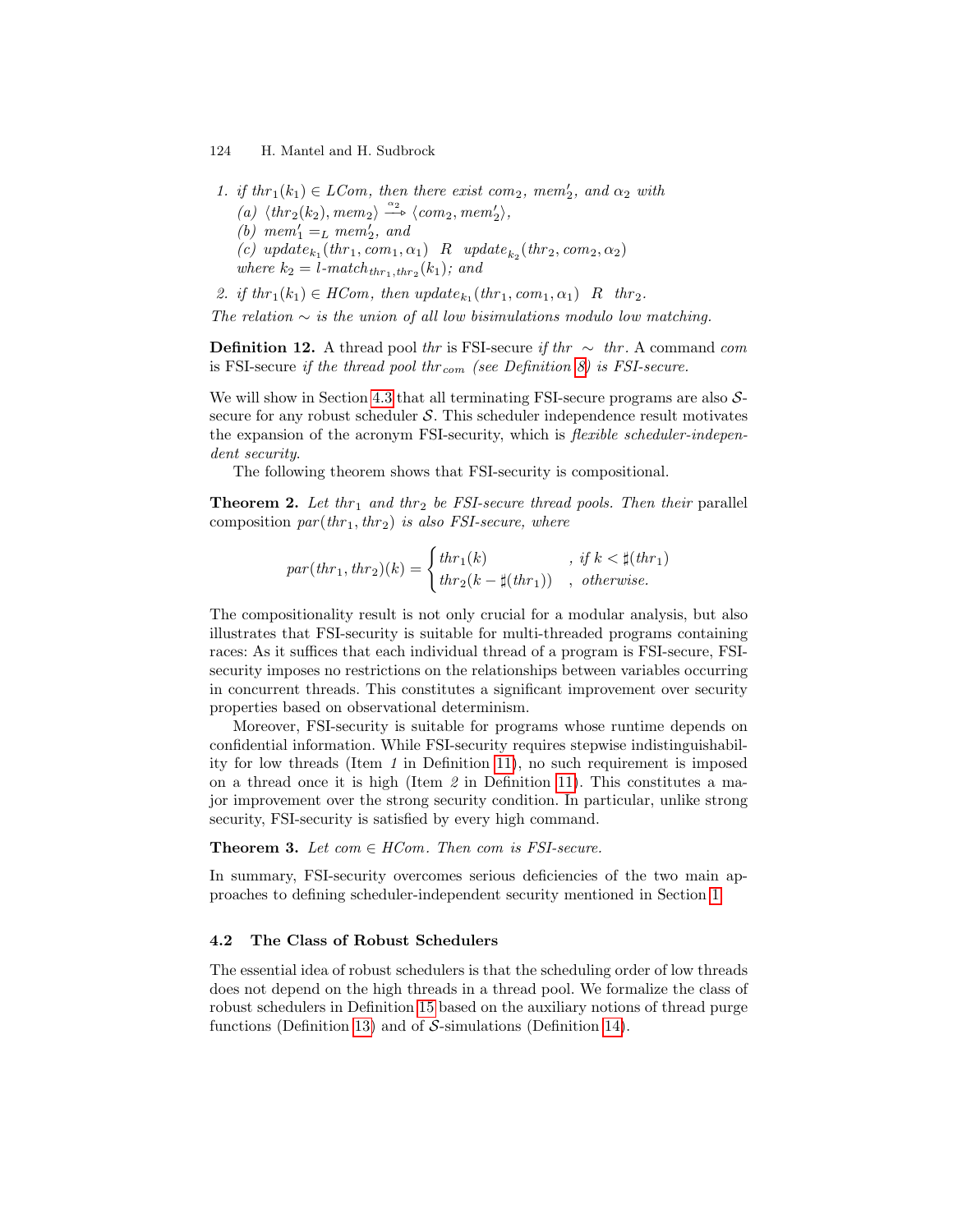1. *if* $thr_1(k_1) \in LCom$, *then there exist* $com_2$, $mem'_2$, *and* $\alpha_2$ *with*
   (a) $\langle thr_2(k_2), mem_2\rangle \xrightarrow{\alpha_2} \langle com_2, mem'_2\rangle$,
   (b) $mem'_1 =_L mem'_2$, *and*
   (c) $update_{k_1}(thr_1, com_1, \alpha_1) \;\; R \;\; update_{k_2}(thr_2, com_2, \alpha_2)$
   *where* $k_2 = l\text{-}match_{thr_1,thr_2}(k_1)$; *and*
2. *if* $thr_1(k_1) \in HCom$, *then* $update_{k_1}(thr_1, com_1, \alpha_1) \;\; R \;\; thr_2$.

*The relation* $\sim$ *is the union of all low bisimulations modulo low matching.*

**Definition 12.** A thread pool $thr$ is FSI-secure *if* $thr \sim thr$. A command $com$ is FSI-secure *if the thread pool* $thr_{com}$ *(see Definition 8) is FSI-secure.*

We will show in Section 4.3 that all terminating FSI-secure programs are also $\mathcal{S}$-secure for any robust scheduler $\mathcal{S}$. This scheduler independence result motivates the expansion of the acronym FSI-security, which is *flexible scheduler-independent security*.

The following theorem shows that FSI-security is compositional.

**Theorem 2.** *Let* $thr_1$ *and* $thr_2$ *be FSI-secure thread pools. Then their* parallel composition $par(thr_1, thr_2)$ *is also FSI-secure, where*

$$par(thr_1, thr_2)(k) = \begin{cases} thr_1(k) & , \text{ if } k < \sharp(thr_1) \\ thr_2(k - \sharp(thr_1)) & , \text{ otherwise.} \end{cases}$$

The compositionality result is not only crucial for a modular analysis, but also illustrates that FSI-security is suitable for multi-threaded programs containing races: As it suffices that each individual thread of a program is FSI-secure, FSI-security imposes no restrictions on the relationships between variables occurring in concurrent threads. This constitutes a significant improvement over security properties based on observational determinism.

Moreover, FSI-security is suitable for programs whose runtime depends on confidential information. While FSI-security requires stepwise indistinguishability for low threads (Item *1* in Definition 11), no such requirement is imposed on a thread once it is high (Item *2* in Definition 11). This constitutes a major improvement over the strong security condition. In particular, unlike strong security, FSI-security is satisfied by every high command.

**Theorem 3.** *Let* $com \in HCom$. *Then* $com$ *is FSI-secure.*

In summary, FSI-security overcomes serious deficiencies of the two main approaches to defining scheduler-independent security mentioned in Section 1.

### 4.2 The Class of Robust Schedulers

The essential idea of robust schedulers is that the scheduling order of low threads does not depend on the high threads in a thread pool. We formalize the class of robust schedulers in Definition 15 based on the auxiliary notions of thread purge functions (Definition 13) and of $\mathcal{S}$-simulations (Definition 14).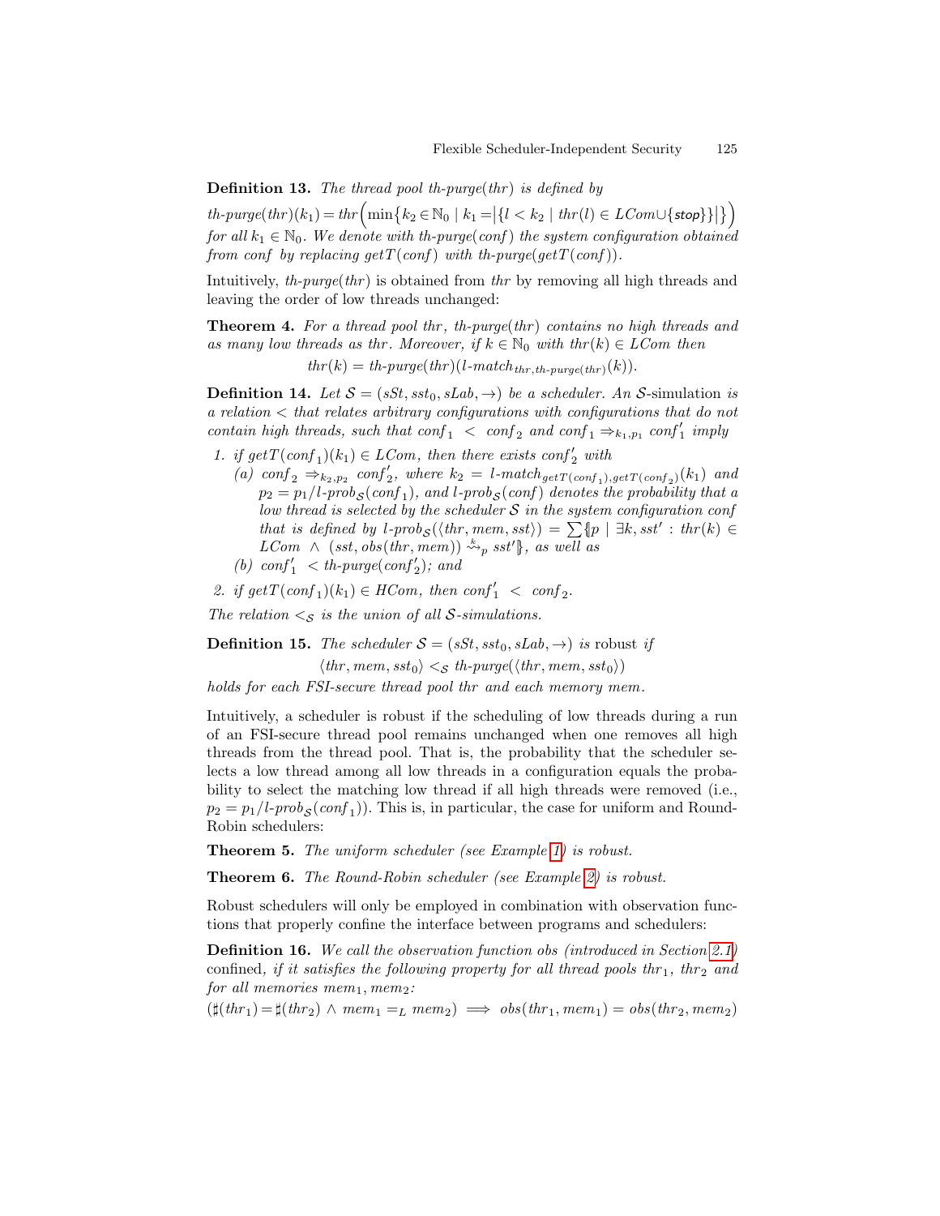**Definition 13.** *The thread pool th-purge(thr) is defined by*

$$th\text{-}purge(thr)(k_1) = thr\Big(\min\{k_2 \in \mathbb{N}_0 \mid k_1 = \big|\{l < k_2 \mid thr(l) \in LCom \cup \{\textsf{stop}\}\}\big|\}\Big)$$

*for all* $k_1 \in \mathbb{N}_0$. *We denote with th-purge(conf) the system configuration obtained from conf by replacing getT(conf) with th-purge(getT(conf)).*

Intuitively, *th-purge(thr)* is obtained from *thr* by removing all high threads and leaving the order of low threads unchanged:

**Theorem 4.** *For a thread pool thr, th-purge(thr) contains no high threads and as many low threads as thr. Moreover, if* $k \in \mathbb{N}_0$ *with* $thr(k) \in LCom$ *then*

$$thr(k) = th\text{-}purge(thr)(l\text{-}match_{thr,th\text{-}purge(thr)}(k)).$$

**Definition 14.** *Let* $\mathcal{S} = (sSt, sst_0, sLab, \rightarrow)$ *be a scheduler. An* $\mathcal{S}$*-simulation is a relation* $<$ *that relates arbitrary configurations with configurations that do not contain high threads, such that* $conf_1 < conf_2$ *and* $conf_1 \Rightarrow_{k_1,p_1} conf_1'$ *imply*

1. *if* $getT(conf_1)(k_1) \in LCom$*, then there exists* $conf_2'$ *with*
   (a) $conf_2 \Rightarrow_{k_2,p_2} conf_2'$*, where* $k_2 = l\text{-}match_{getT(conf_1),getT(conf_2)}(k_1)$ *and* $p_2 = p_1 / l\text{-}prob_{\mathcal{S}}(conf_1)$*, and* $l\text{-}prob_{\mathcal{S}}(conf)$ *denotes the probability that a low thread is selected by the scheduler* $\mathcal{S}$ *in the system configuration conf that is defined by* $l\text{-}prob_{\mathcal{S}}(\langle thr, mem, sst\rangle) = \sum\{\!\!\{p \mid \exists k, sst' : thr(k) \in LCom \wedge (sst, obs(thr, mem)) \overset{k}{\rightsquigarrow}_p sst'\}\!\!\}$*, as well as*
   (b) $conf_1' < th\text{-}purge(conf_2')$*; and*
2. *if* $getT(conf_1)(k_1) \in HCom$*, then* $conf_1' < conf_2$.

*The relation* $<_{\mathcal{S}}$ *is the union of all* $\mathcal{S}$*-simulations.*

**Definition 15.** *The scheduler* $\mathcal{S} = (sSt, sst_0, sLab, \rightarrow)$ *is* robust *if*

$$\langle thr, mem, sst_0\rangle <_{\mathcal{S}} th\text{-}purge(\langle thr, mem, sst_0\rangle)$$

*holds for each FSI-secure thread pool thr and each memory mem.*

Intuitively, a scheduler is robust if the scheduling of low threads during a run of an FSI-secure thread pool remains unchanged when one removes all high threads from the thread pool. That is, the probability that the scheduler selects a low thread among all low threads in a configuration equals the probability to select the matching low thread if all high threads were removed (i.e., $p_2 = p_1 / l\text{-}prob_{\mathcal{S}}(conf_1)$). This is, in particular, the case for uniform and Round-Robin schedulers:

**Theorem 5.** *The uniform scheduler (see Example 1) is robust.*

**Theorem 6.** *The Round-Robin scheduler (see Example 2) is robust.*

Robust schedulers will only be employed in combination with observation functions that properly confine the interface between programs and schedulers:

**Definition 16.** *We call the observation function obs (introduced in Section 2.1)* confined*, if it satisfies the following property for all thread pools* $thr_1$*,* $thr_2$ *and for all memories* $mem_1, mem_2$*:*

$$(\sharp(thr_1) = \sharp(thr_2) \wedge mem_1 =_L mem_2) \implies obs(thr_1, mem_1) = obs(thr_2, mem_2)$$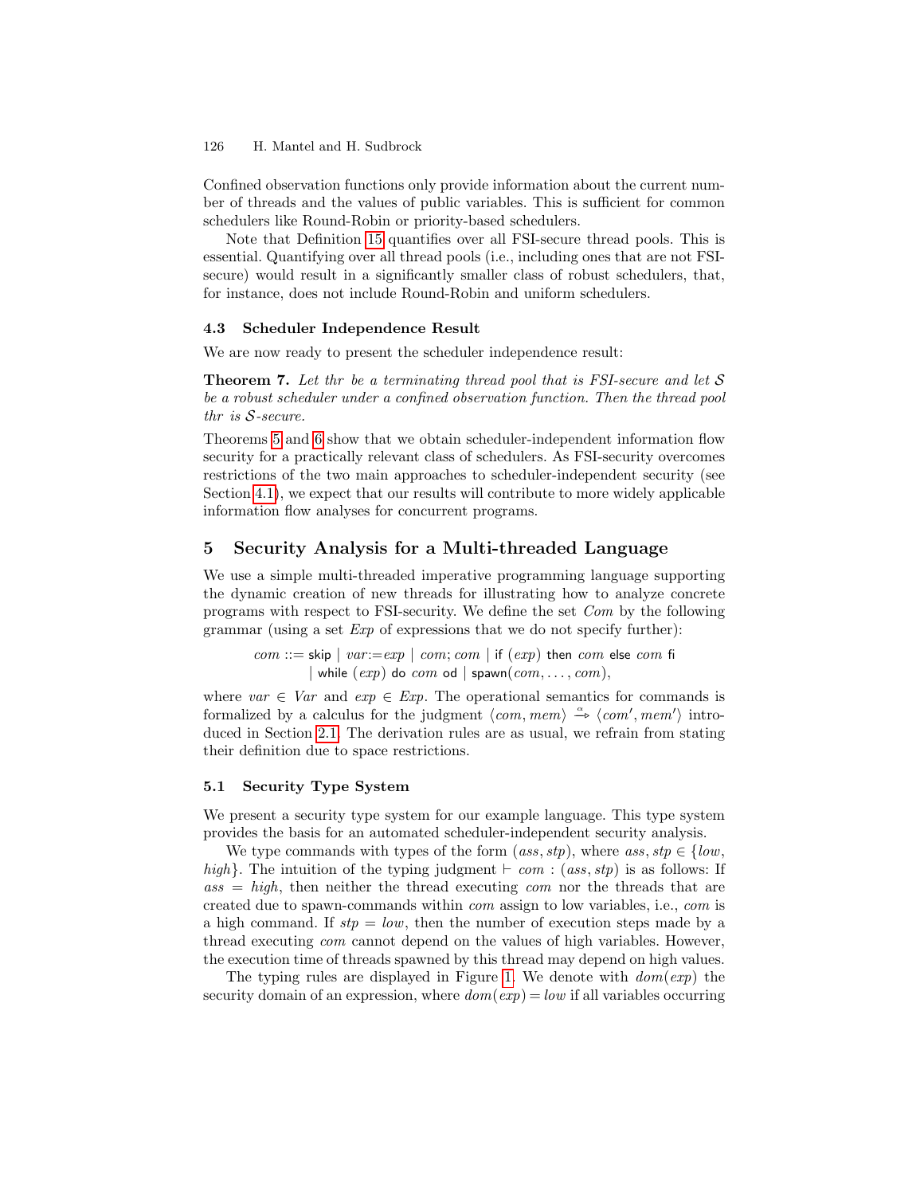Confined observation functions only provide information about the current number of threads and the values of public variables. This is sufficient for common schedulers like Round-Robin or priority-based schedulers.

Note that Definition 15 quantifies over all FSI-secure thread pools. This is essential. Quantifying over all thread pools (i.e., including ones that are not FSI-secure) would result in a significantly smaller class of robust schedulers, that, for instance, does not include Round-Robin and uniform schedulers.

### 4.3 Scheduler Independence Result

We are now ready to present the scheduler independence result:

**Theorem 7.** *Let thr be a terminating thread pool that is FSI-secure and let $\mathcal{S}$ be a robust scheduler under a confined observation function. Then the thread pool thr is $\mathcal{S}$-secure.*

Theorems 5 and 6 show that we obtain scheduler-independent information flow security for a practically relevant class of schedulers. As FSI-security overcomes restrictions of the two main approaches to scheduler-independent security (see Section 4.1), we expect that our results will contribute to more widely applicable information flow analyses for concurrent programs.

## 5 Security Analysis for a Multi-threaded Language

We use a simple multi-threaded imperative programming language supporting the dynamic creation of new threads for illustrating how to analyze concrete programs with respect to FSI-security. We define the set *Com* by the following grammar (using a set *Exp* of expressions that we do not specify further):

$$com ::= \textsf{skip} \mid var{:=}exp \mid com; com \mid \textsf{if}\ (exp)\ \textsf{then}\ com\ \textsf{else}\ com\ \textsf{fi}$$
$$\mid \textsf{while}\ (exp)\ \textsf{do}\ com\ \textsf{od} \mid \textsf{spawn}(com, \ldots, com),$$

where $var \in Var$ and $exp \in Exp$. The operational semantics for commands is formalized by a calculus for the judgment $\langle com, mem\rangle \overset{\alpha}{\twoheadrightarrow} \langle com', mem'\rangle$ introduced in Section 2.1. The derivation rules are as usual, we refrain from stating their definition due to space restrictions.

### 5.1 Security Type System

We present a security type system for our example language. This type system provides the basis for an automated scheduler-independent security analysis.

We type commands with types of the form $(ass, stp)$, where $ass, stp \in \{low, high\}$. The intuition of the typing judgment $\vdash com : (ass, stp)$ is as follows: If $ass = high$, then neither the thread executing *com* nor the threads that are created due to spawn-commands within *com* assign to low variables, i.e., *com* is a high command. If $stp = low$, then the number of execution steps made by a thread executing *com* cannot depend on the values of high variables. However, the execution time of threads spawned by this thread may depend on high values.

The typing rules are displayed in Figure 1. We denote with $dom(exp)$ the security domain of an expression, where $dom(exp) = low$ if all variables occurring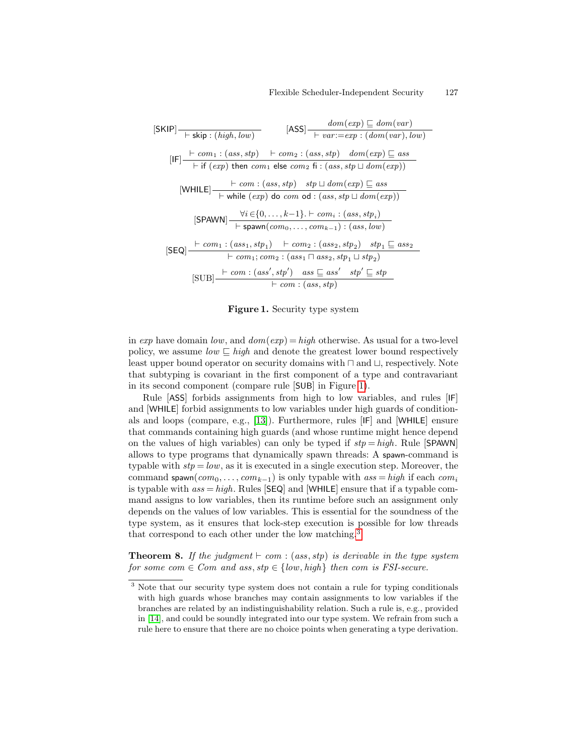$$[\mathsf{SKIP}]\frac{}{\vdash \mathsf{skip} : (high, low)} \qquad [\mathsf{ASS}]\frac{dom(exp) \sqsubseteq dom(var)}{\vdash var{:=}exp : (dom(var), low)}$$

$$[\mathsf{IF}]\frac{\vdash com_1 : (ass, stp) \quad \vdash com_2 : (ass, stp) \quad dom(exp) \sqsubseteq ass}{\vdash \mathsf{if}\ (exp)\ \mathsf{then}\ com_1\ \mathsf{else}\ com_2\ \mathsf{fi} : (ass, stp \sqcup dom(exp))}$$

$$[\mathsf{WHILE}]\frac{\vdash com : (ass, stp) \quad stp \sqcup dom(exp) \sqsubseteq ass}{\vdash \mathsf{while}\ (exp)\ \mathsf{do}\ com\ \mathsf{od} : (ass, stp \sqcup dom(exp))}$$

$$[\mathsf{SPAWN}]\frac{\forall i \in \{0, \ldots, k{-}1\}. \vdash com_i : (ass, stp_i)}{\vdash \mathsf{spawn}(com_0, \ldots, com_{k-1}) : (ass, low)}$$

$$[\mathsf{SEQ}]\frac{\vdash com_1 : (ass_1, stp_1) \quad \vdash com_2 : (ass_2, stp_2) \quad stp_1 \sqsubseteq ass_2}{\vdash com_1; com_2 : (ass_1 \sqcap ass_2, stp_1 \sqcup stp_2)}$$

$$[\mathrm{SUB}]\frac{\vdash com : (ass', stp') \quad ass \sqsubseteq ass' \quad stp' \sqsubseteq stp}{\vdash com : (ass, stp)}$$

**Figure 1.** Security type system

in *exp* have domain *low*, and $dom(exp) = high$ otherwise. As usual for a two-level policy, we assume $low \sqsubseteq high$ and denote the greatest lower bound respectively least upper bound operator on security domains with $\sqcap$ and $\sqcup$, respectively. Note that subtyping is covariant in the first component of a type and contravariant in its second component (compare rule [SUB] in Figure 1).

Rule [ASS] forbids assignments from high to low variables, and rules [IF] and [WHILE] forbid assignments to low variables under high guards of conditionals and loops (compare, e.g., [13]). Furthermore, rules [IF] and [WHILE] ensure that commands containing high guards (and whose runtime might hence depend on the values of high variables) can only be typed if $stp = high$. Rule [SPAWN] allows to type programs that dynamically spawn threads: A spawn-command is typable with $stp = low$, as it is executed in a single execution step. Moreover, the command $\mathsf{spawn}(com_0, \ldots, com_{k-1})$ is only typable with $ass = high$ if each $com_i$ is typable with $ass = high$. Rules [SEQ] and [WHILE] ensure that if a typable command assigns to low variables, then its runtime before such an assignment only depends on the values of low variables. This is essential for the soundness of the type system, as it ensures that lock-step execution is possible for low threads that correspond to each other under the low matching.[3]

**Theorem 8.** *If the judgment $\vdash com : (ass, stp)$ is derivable in the type system for some $com \in Com$ and $ass, stp \in \{low, high\}$ then com is FSI-secure.*

[3] Note that our security type system does not contain a rule for typing conditionals with high guards whose branches may contain assignments to low variables if the branches are related by an indistinguishability relation. Such a rule is, e.g., provided in [14], and could be soundly integrated into our type system. We refrain from such a rule here to ensure that there are no choice points when generating a type derivation.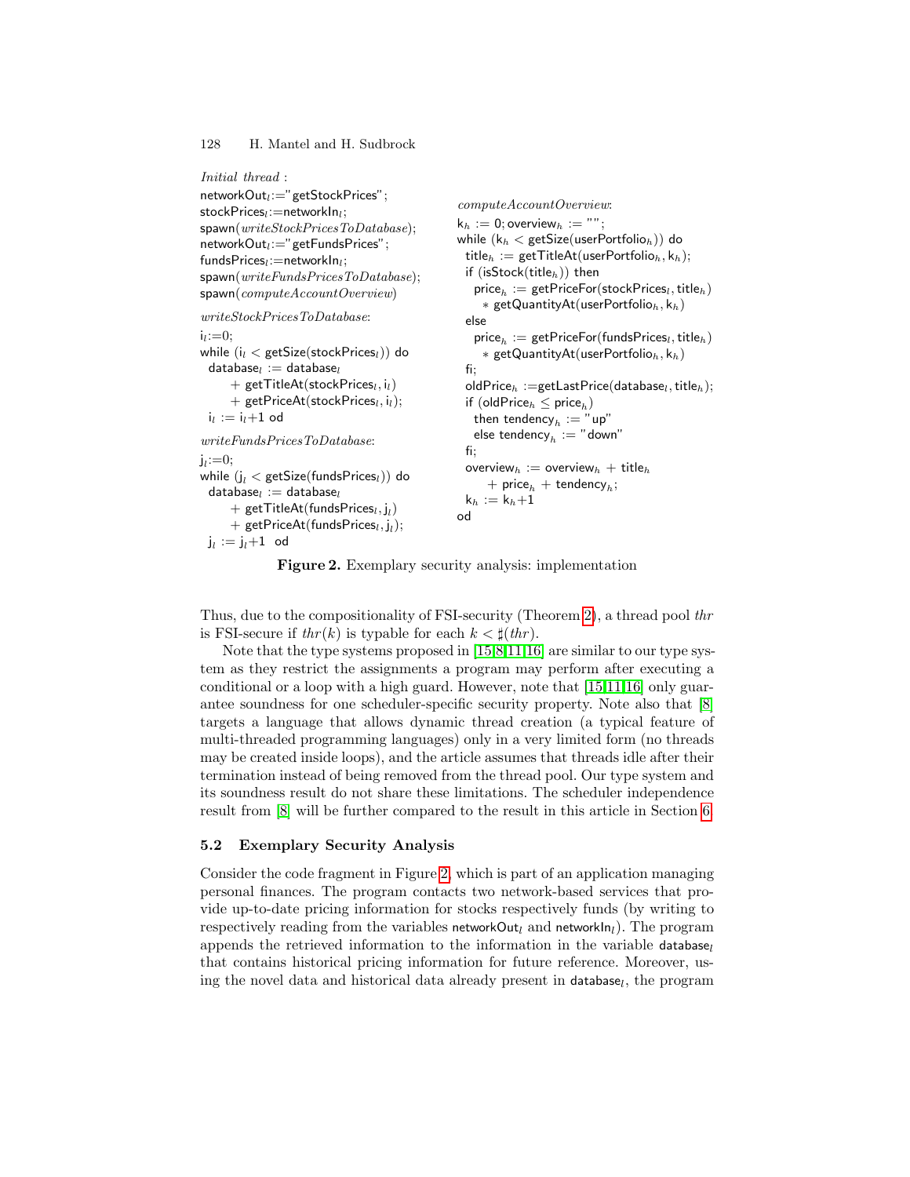*Initial thread* :

```
networkOut_l:="getStockPrices";
stockPrices_l:=networkIn_l;
spawn(writeStockPricesToDatabase);
networkOut_l:="getFundsPrices";
fundsPrices_l:=networkIn_l;
spawn(writeFundsPricesToDatabase);
spawn(computeAccountOverview)
```

*writeStockPricesToDatabase*:

```
i_l:=0;
while (i_l < getSize(stockPrices_l)) do
  database_l := database_l
      + getTitleAt(stockPrices_l, i_l)
      + getPriceAt(stockPrices_l, i_l);
  i_l := i_l+1 od
```

*writeFundsPricesToDatabase*:

```
j_l:=0;
while (j_l < getSize(fundsPrices_l)) do
  database_l := database_l
      + getTitleAt(fundsPrices_l, j_l)
      + getPriceAt(fundsPrices_l, j_l);
  j_l := j_l+1  od
```

*computeAccountOverview*:

```
k_h := 0; overview_h := "";
while (k_h < getSize(userPortfolio_h)) do
  title_h := getTitleAt(userPortfolio_h, k_h);
  if (isStock(title_h)) then
    price_h := getPriceFor(stockPrices_l, title_h)
      * getQuantityAt(userPortfolio_h, k_h)
  else
    price_h := getPriceFor(fundsPrices_l, title_h)
      * getQuantityAt(userPortfolio_h, k_h)
  fi;
  oldPrice_h :=getLastPrice(database_l, title_h);
  if (oldPrice_h ≤ price_h)
    then tendency_h := "up"
    else tendency_h := "down"
  fi;
  overview_h := overview_h + title_h
      + price_h + tendency_h;
  k_h := k_h+1
od
```

**Figure 2.** Exemplary security analysis: implementation

Thus, due to the compositionality of FSI-security (Theorem 2), a thread pool $thr$ is FSI-secure if $thr(k)$ is typable for each $k < \sharp(thr)$.

Note that the type systems proposed in [15,8,11,16] are similar to our type system as they restrict the assignments a program may perform after executing a conditional or a loop with a high guard. However, note that [15,11,16] only guarantee soundness for one scheduler-specific security property. Note also that [8] targets a language that allows dynamic thread creation (a typical feature of multi-threaded programming languages) only in a very limited form (no threads may be created inside loops), and the article assumes that threads idle after their termination instead of being removed from the thread pool. Our type system and its soundness result do not share these limitations. The scheduler independence result from [8] will be further compared to the result in this article in Section 6.

### 5.2 Exemplary Security Analysis

Consider the code fragment in Figure 2, which is part of an application managing personal finances. The program contacts two network-based services that provide up-to-date pricing information for stocks respectively funds (by writing to respectively reading from the variables $\mathsf{networkOut}_l$ and $\mathsf{networkIn}_l$). The program appends the retrieved information to the information in the variable $\mathsf{database}_l$ that contains historical pricing information for future reference. Moreover, using the novel data and historical data already present in $\mathsf{database}_l$, the program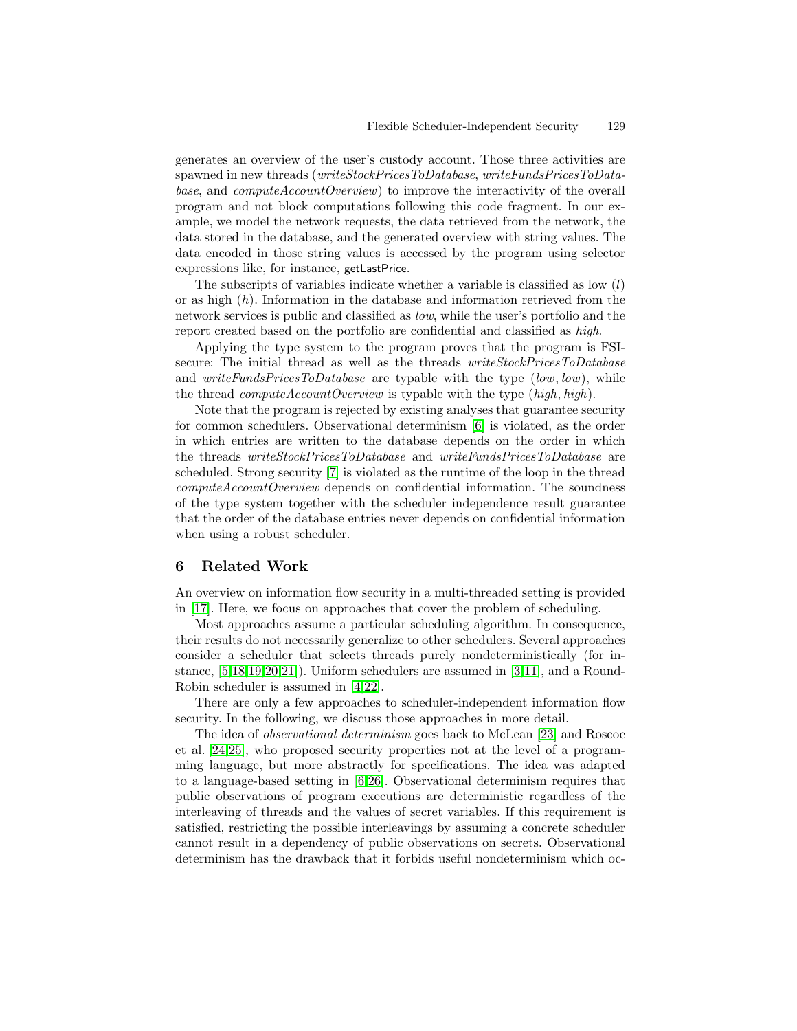generates an overview of the user's custody account. Those three activities are spawned in new threads (*writeStockPricesToDatabase*, *writeFundsPricesToDatabase*, and *computeAccountOverview*) to improve the interactivity of the overall program and not block computations following this code fragment. In our example, we model the network requests, the data retrieved from the network, the data stored in the database, and the generated overview with string values. The data encoded in those string values is accessed by the program using selector expressions like, for instance, getLastPrice.

The subscripts of variables indicate whether a variable is classified as low ($l$) or as high ($h$). Information in the database and information retrieved from the network services is public and classified as *low*, while the user's portfolio and the report created based on the portfolio are confidential and classified as *high*.

Applying the type system to the program proves that the program is FSI-secure: The initial thread as well as the threads *writeStockPricesToDatabase* and *writeFundsPricesToDatabase* are typable with the type $(low, low)$, while the thread *computeAccountOverview* is typable with the type $(high, high)$.

Note that the program is rejected by existing analyses that guarantee security for common schedulers. Observational determinism [6] is violated, as the order in which entries are written to the database depends on the order in which the threads *writeStockPricesToDatabase* and *writeFundsPricesToDatabase* are scheduled. Strong security [7] is violated as the runtime of the loop in the thread *computeAccountOverview* depends on confidential information. The soundness of the type system together with the scheduler independence result guarantee that the order of the database entries never depends on confidential information when using a robust scheduler.

## 6 Related Work

An overview on information flow security in a multi-threaded setting is provided in [17]. Here, we focus on approaches that cover the problem of scheduling.

Most approaches assume a particular scheduling algorithm. In consequence, their results do not necessarily generalize to other schedulers. Several approaches consider a scheduler that selects threads purely nondeterministically (for instance, [5,18,19,20,21]). Uniform schedulers are assumed in [3,11], and a Round-Robin scheduler is assumed in [4,22].

There are only a few approaches to scheduler-independent information flow security. In the following, we discuss those approaches in more detail.

The idea of *observational determinism* goes back to McLean [23] and Roscoe et al. [24,25], who proposed security properties not at the level of a programming language, but more abstractly for specifications. The idea was adapted to a language-based setting in [6,26]. Observational determinism requires that public observations of program executions are deterministic regardless of the interleaving of threads and the values of secret variables. If this requirement is satisfied, restricting the possible interleavings by assuming a concrete scheduler cannot result in a dependency of public observations on secrets. Observational determinism has the drawback that it forbids useful nondeterminism which oc-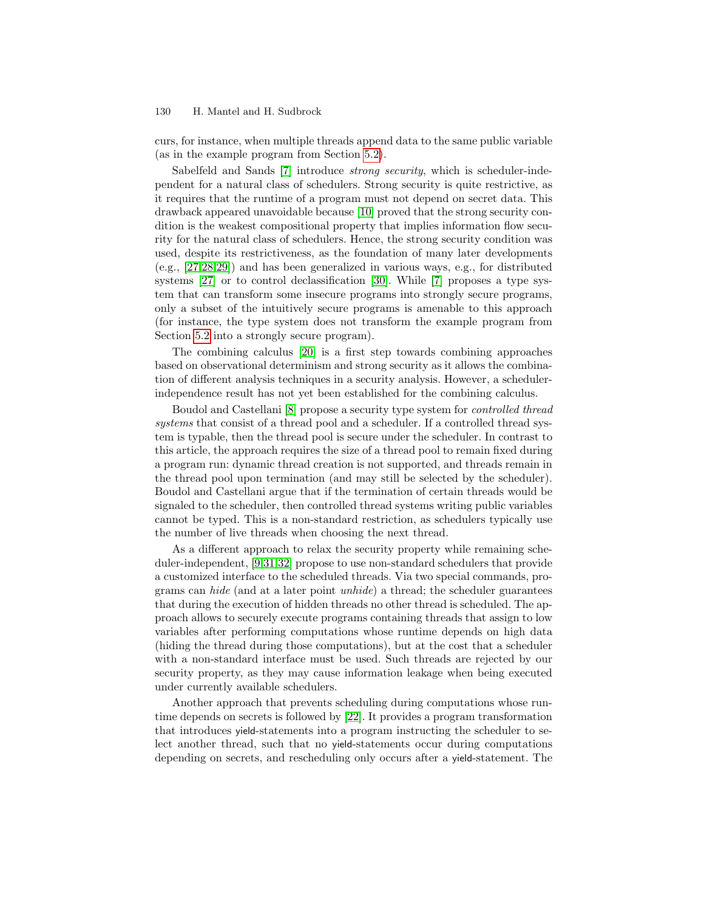curs, for instance, when multiple threads append data to the same public variable (as in the example program from Section 5.2).

Sabelfeld and Sands [7] introduce *strong security*, which is scheduler-independent for a natural class of schedulers. Strong security is quite restrictive, as it requires that the runtime of a program must not depend on secret data. This drawback appeared unavoidable because [10] proved that the strong security condition is the weakest compositional property that implies information flow security for the natural class of schedulers. Hence, the strong security condition was used, despite its restrictiveness, as the foundation of many later developments (e.g., [27,28,29]) and has been generalized in various ways, e.g., for distributed systems [27] or to control declassification [30]. While [7] proposes a type system that can transform some insecure programs into strongly secure programs, only a subset of the intuitively secure programs is amenable to this approach (for instance, the type system does not transform the example program from Section 5.2 into a strongly secure program).

The combining calculus [20] is a first step towards combining approaches based on observational determinism and strong security as it allows the combination of different analysis techniques in a security analysis. However, a scheduler-independence result has not yet been established for the combining calculus.

Boudol and Castellani [8] propose a security type system for *controlled thread systems* that consist of a thread pool and a scheduler. If a controlled thread system is typable, then the thread pool is secure under the scheduler. In contrast to this article, the approach requires the size of a thread pool to remain fixed during a program run: dynamic thread creation is not supported, and threads remain in the thread pool upon termination (and may still be selected by the scheduler). Boudol and Castellani argue that if the termination of certain threads would be signaled to the scheduler, then controlled thread systems writing public variables cannot be typed. This is a non-standard restriction, as schedulers typically use the number of live threads when choosing the next thread.

As a different approach to relax the security property while remaining scheduler-independent, [9,31,32] propose to use non-standard schedulers that provide a customized interface to the scheduled threads. Via two special commands, programs can *hide* (and at a later point *unhide*) a thread; the scheduler guarantees that during the execution of hidden threads no other thread is scheduled. The approach allows to securely execute programs containing threads that assign to low variables after performing computations whose runtime depends on high data (hiding the thread during those computations), but at the cost that a scheduler with a non-standard interface must be used. Such threads are rejected by our security property, as they may cause information leakage when being executed under currently available schedulers.

Another approach that prevents scheduling during computations whose runtime depends on secrets is followed by [22]. It provides a program transformation that introduces yield-statements into a program instructing the scheduler to select another thread, such that no yield-statements occur during computations depending on secrets, and rescheduling only occurs after a yield-statement. The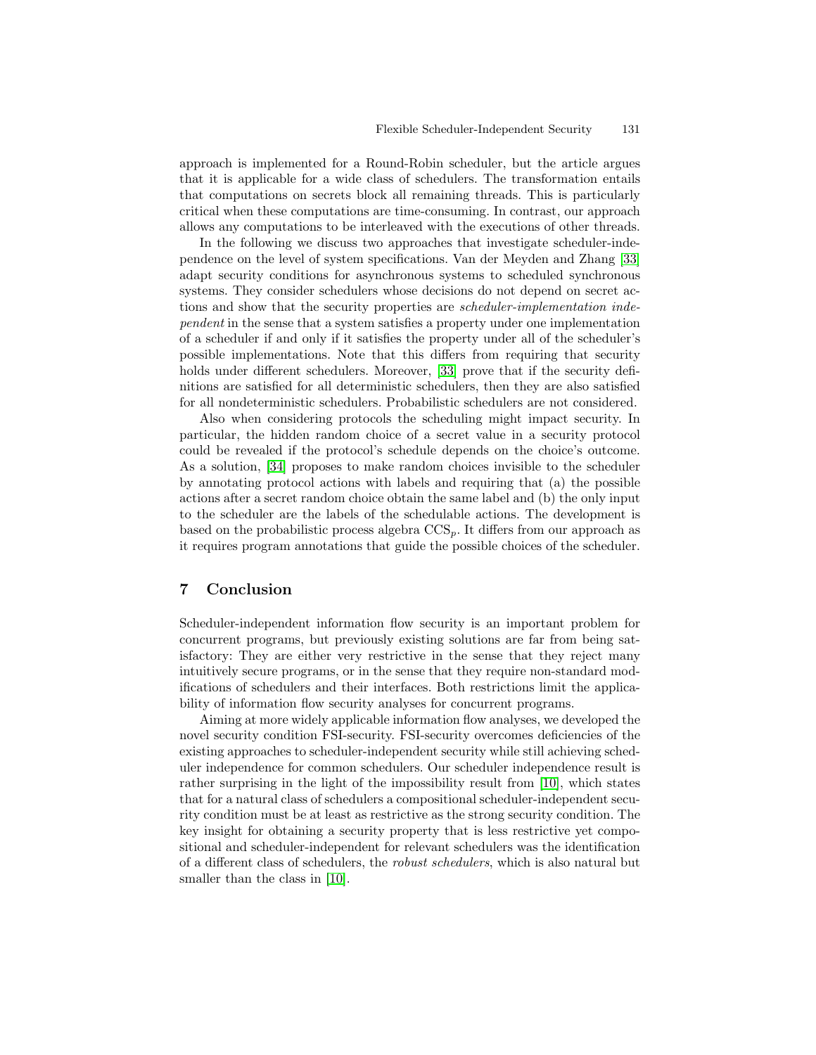approach is implemented for a Round-Robin scheduler, but the article argues that it is applicable for a wide class of schedulers. The transformation entails that computations on secrets block all remaining threads. This is particularly critical when these computations are time-consuming. In contrast, our approach allows any computations to be interleaved with the executions of other threads.

In the following we discuss two approaches that investigate scheduler-independence on the level of system specifications. Van der Meyden and Zhang [33] adapt security conditions for asynchronous systems to scheduled synchronous systems. They consider schedulers whose decisions do not depend on secret actions and show that the security properties are *scheduler-implementation independent* in the sense that a system satisfies a property under one implementation of a scheduler if and only if it satisfies the property under all of the scheduler's possible implementations. Note that this differs from requiring that security holds under different schedulers. Moreover, [33] prove that if the security definitions are satisfied for all deterministic schedulers, then they are also satisfied for all nondeterministic schedulers. Probabilistic schedulers are not considered.

Also when considering protocols the scheduling might impact security. In particular, the hidden random choice of a secret value in a security protocol could be revealed if the protocol's schedule depends on the choice's outcome. As a solution, [34] proposes to make random choices invisible to the scheduler by annotating protocol actions with labels and requiring that (a) the possible actions after a secret random choice obtain the same label and (b) the only input to the scheduler are the labels of the schedulable actions. The development is based on the probabilistic process algebra $\mathrm{CCS}_p$. It differs from our approach as it requires program annotations that guide the possible choices of the scheduler.

## 7 Conclusion

Scheduler-independent information flow security is an important problem for concurrent programs, but previously existing solutions are far from being satisfactory: They are either very restrictive in the sense that they reject many intuitively secure programs, or in the sense that they require non-standard modifications of schedulers and their interfaces. Both restrictions limit the applicability of information flow security analyses for concurrent programs.

Aiming at more widely applicable information flow analyses, we developed the novel security condition FSI-security. FSI-security overcomes deficiencies of the existing approaches to scheduler-independent security while still achieving scheduler independence for common schedulers. Our scheduler independence result is rather surprising in the light of the impossibility result from [10], which states that for a natural class of schedulers a compositional scheduler-independent security condition must be at least as restrictive as the strong security condition. The key insight for obtaining a security property that is less restrictive yet compositional and scheduler-independent for relevant schedulers was the identification of a different class of schedulers, the *robust schedulers*, which is also natural but smaller than the class in [10].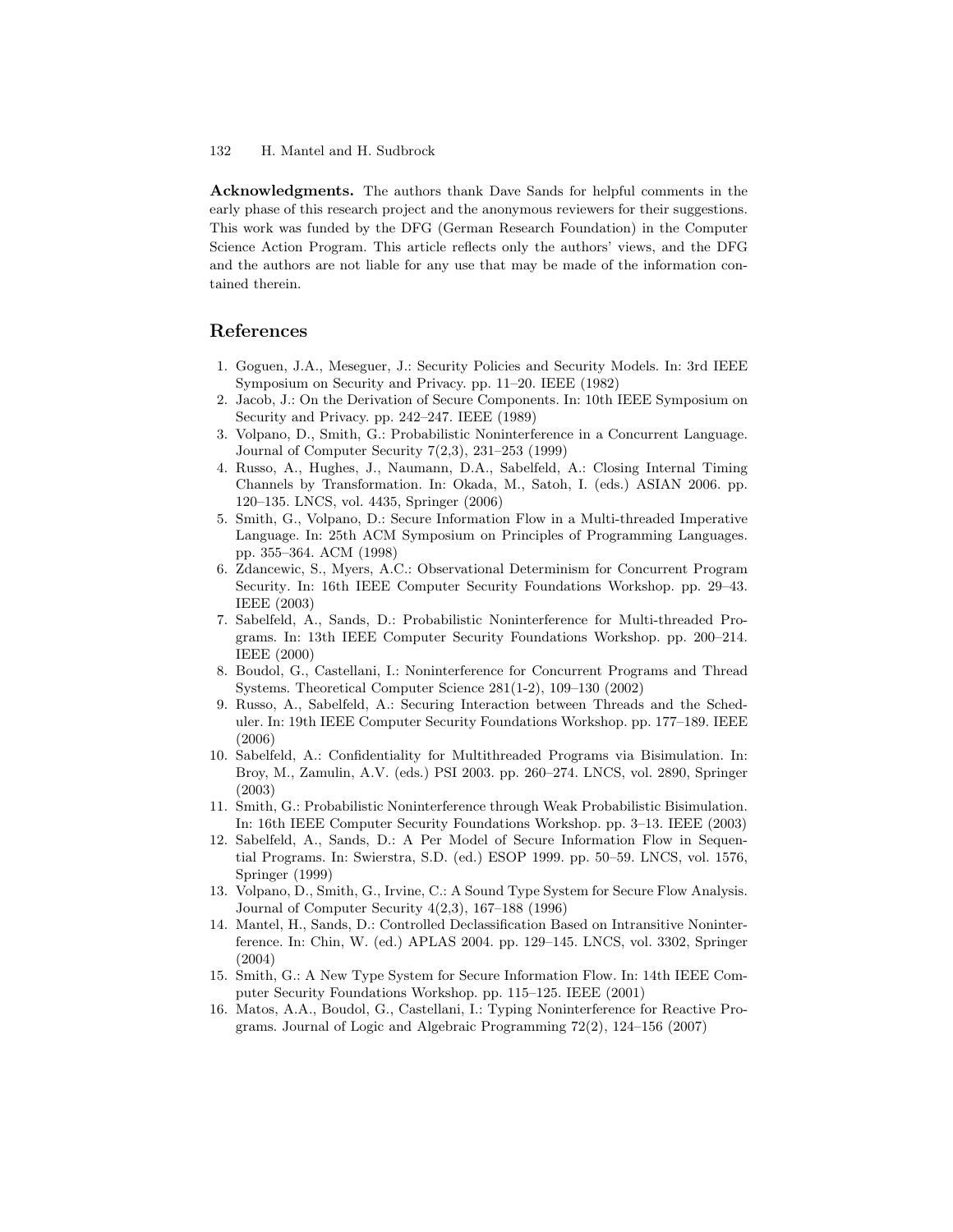**Acknowledgments.** The authors thank Dave Sands for helpful comments in the early phase of this research project and the anonymous reviewers for their suggestions. This work was funded by the DFG (German Research Foundation) in the Computer Science Action Program. This article reflects only the authors' views, and the DFG and the authors are not liable for any use that may be made of the information contained therein.

## References

1. Goguen, J.A., Meseguer, J.: Security Policies and Security Models. In: 3rd IEEE Symposium on Security and Privacy. pp. 11–20. IEEE (1982)
2. Jacob, J.: On the Derivation of Secure Components. In: 10th IEEE Symposium on Security and Privacy. pp. 242–247. IEEE (1989)
3. Volpano, D., Smith, G.: Probabilistic Noninterference in a Concurrent Language. Journal of Computer Security 7(2,3), 231–253 (1999)
4. Russo, A., Hughes, J., Naumann, D.A., Sabelfeld, A.: Closing Internal Timing Channels by Transformation. In: Okada, M., Satoh, I. (eds.) ASIAN 2006. pp. 120–135. LNCS, vol. 4435, Springer (2006)
5. Smith, G., Volpano, D.: Secure Information Flow in a Multi-threaded Imperative Language. In: 25th ACM Symposium on Principles of Programming Languages. pp. 355–364. ACM (1998)
6. Zdancewic, S., Myers, A.C.: Observational Determinism for Concurrent Program Security. In: 16th IEEE Computer Security Foundations Workshop. pp. 29–43. IEEE (2003)
7. Sabelfeld, A., Sands, D.: Probabilistic Noninterference for Multi-threaded Programs. In: 13th IEEE Computer Security Foundations Workshop. pp. 200–214. IEEE (2000)
8. Boudol, G., Castellani, I.: Noninterference for Concurrent Programs and Thread Systems. Theoretical Computer Science 281(1-2), 109–130 (2002)
9. Russo, A., Sabelfeld, A.: Securing Interaction between Threads and the Scheduler. In: 19th IEEE Computer Security Foundations Workshop. pp. 177–189. IEEE (2006)
10. Sabelfeld, A.: Confidentiality for Multithreaded Programs via Bisimulation. In: Broy, M., Zamulin, A.V. (eds.) PSI 2003. pp. 260–274. LNCS, vol. 2890, Springer (2003)
11. Smith, G.: Probabilistic Noninterference through Weak Probabilistic Bisimulation. In: 16th IEEE Computer Security Foundations Workshop. pp. 3–13. IEEE (2003)
12. Sabelfeld, A., Sands, D.: A Per Model of Secure Information Flow in Sequential Programs. In: Swierstra, S.D. (ed.) ESOP 1999. pp. 50–59. LNCS, vol. 1576, Springer (1999)
13. Volpano, D., Smith, G., Irvine, C.: A Sound Type System for Secure Flow Analysis. Journal of Computer Security 4(2,3), 167–188 (1996)
14. Mantel, H., Sands, D.: Controlled Declassification Based on Intransitive Noninterference. In: Chin, W. (ed.) APLAS 2004. pp. 129–145. LNCS, vol. 3302, Springer (2004)
15. Smith, G.: A New Type System for Secure Information Flow. In: 14th IEEE Computer Security Foundations Workshop. pp. 115–125. IEEE (2001)
16. Matos, A.A., Boudol, G., Castellani, I.: Typing Noninterference for Reactive Programs. Journal of Logic and Algebraic Programming 72(2), 124–156 (2007)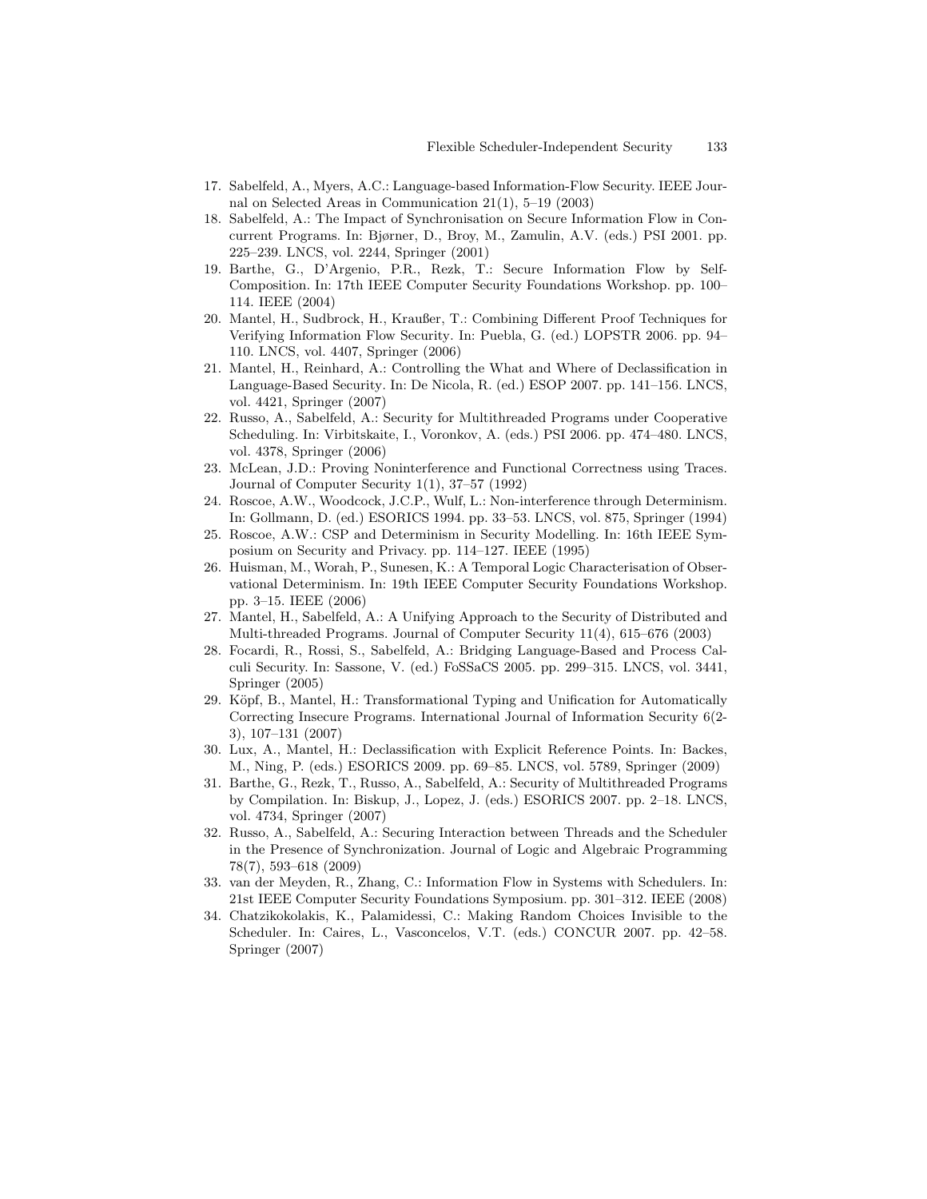17. Sabelfeld, A., Myers, A.C.: Language-based Information-Flow Security. IEEE Journal on Selected Areas in Communication 21(1), 5–19 (2003)
18. Sabelfeld, A.: The Impact of Synchronisation on Secure Information Flow in Concurrent Programs. In: Bjørner, D., Broy, M., Zamulin, A.V. (eds.) PSI 2001. pp. 225–239. LNCS, vol. 2244, Springer (2001)
19. Barthe, G., D'Argenio, P.R., Rezk, T.: Secure Information Flow by Self-Composition. In: 17th IEEE Computer Security Foundations Workshop. pp. 100–114. IEEE (2004)
20. Mantel, H., Sudbrock, H., Kraußer, T.: Combining Different Proof Techniques for Verifying Information Flow Security. In: Puebla, G. (ed.) LOPSTR 2006. pp. 94–110. LNCS, vol. 4407, Springer (2006)
21. Mantel, H., Reinhard, A.: Controlling the What and Where of Declassification in Language-Based Security. In: De Nicola, R. (ed.) ESOP 2007. pp. 141–156. LNCS, vol. 4421, Springer (2007)
22. Russo, A., Sabelfeld, A.: Security for Multithreaded Programs under Cooperative Scheduling. In: Virbitskaite, I., Voronkov, A. (eds.) PSI 2006. pp. 474–480. LNCS, vol. 4378, Springer (2006)
23. McLean, J.D.: Proving Noninterference and Functional Correctness using Traces. Journal of Computer Security 1(1), 37–57 (1992)
24. Roscoe, A.W., Woodcock, J.C.P., Wulf, L.: Non-interference through Determinism. In: Gollmann, D. (ed.) ESORICS 1994. pp. 33–53. LNCS, vol. 875, Springer (1994)
25. Roscoe, A.W.: CSP and Determinism in Security Modelling. In: 16th IEEE Symposium on Security and Privacy. pp. 114–127. IEEE (1995)
26. Huisman, M., Worah, P., Sunesen, K.: A Temporal Logic Characterisation of Observational Determinism. In: 19th IEEE Computer Security Foundations Workshop. pp. 3–15. IEEE (2006)
27. Mantel, H., Sabelfeld, A.: A Unifying Approach to the Security of Distributed and Multi-threaded Programs. Journal of Computer Security 11(4), 615–676 (2003)
28. Focardi, R., Rossi, S., Sabelfeld, A.: Bridging Language-Based and Process Calculi Security. In: Sassone, V. (ed.) FoSSaCS 2005. pp. 299–315. LNCS, vol. 3441, Springer (2005)
29. Köpf, B., Mantel, H.: Transformational Typing and Unification for Automatically Correcting Insecure Programs. International Journal of Information Security 6(2-3), 107–131 (2007)
30. Lux, A., Mantel, H.: Declassification with Explicit Reference Points. In: Backes, M., Ning, P. (eds.) ESORICS 2009. pp. 69–85. LNCS, vol. 5789, Springer (2009)
31. Barthe, G., Rezk, T., Russo, A., Sabelfeld, A.: Security of Multithreaded Programs by Compilation. In: Biskup, J., Lopez, J. (eds.) ESORICS 2007. pp. 2–18. LNCS, vol. 4734, Springer (2007)
32. Russo, A., Sabelfeld, A.: Securing Interaction between Threads and the Scheduler in the Presence of Synchronization. Journal of Logic and Algebraic Programming 78(7), 593–618 (2009)
33. van der Meyden, R., Zhang, C.: Information Flow in Systems with Schedulers. In: 21st IEEE Computer Security Foundations Symposium. pp. 301–312. IEEE (2008)
34. Chatzikokolakis, K., Palamidessi, C.: Making Random Choices Invisible to the Scheduler. In: Caires, L., Vasconcelos, V.T. (eds.) CONCUR 2007. pp. 42–58. Springer (2007)